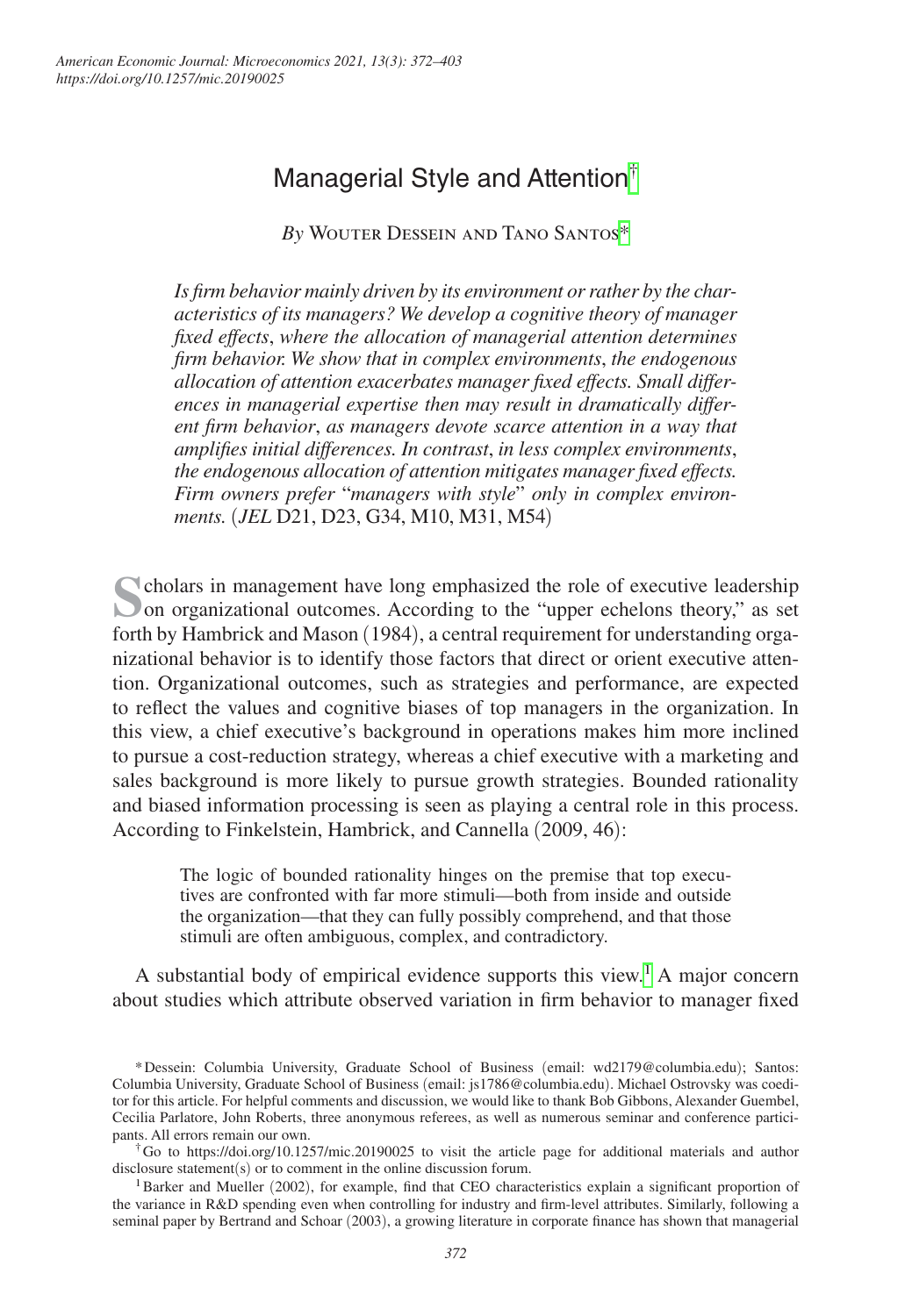# Managerial Style and Attention[†]

*By* Wouter Dessein and Tano Santos[*]

*Is firm behavior mainly driven by its environment or rather by the characteristics of its managers? We develop a cognitive theory of manager fixed effects, where the allocation of managerial attention determines firm behavior. We show that in complex environments, the endogenous allocation of attention exacerbates manager fixed effects. Small differences in managerial expertise then may result in dramatically different firm behavior, as managers devote scarce attention in a way that amplifies initial differences. In contrast, in less complex environments, the endogenous allocation of attention mitigates manager fixed effects. Firm owners prefer "managers with style" only in complex environments.* (*JEL* D21, D23, G34, M10, M31, M54)

Scholars in management have long emphasized the role of executive leadership on organizational outcomes. According to the "upper echelons theory," as set forth by Hambrick and Mason (1984), a central requirement for understanding organizational behavior is to identify those factors that direct or orient executive attention. Organizational outcomes, such as strategies and performance, are expected to reflect the values and cognitive biases of top managers in the organization. In this view, a chief executive's background in operations makes him more inclined to pursue a cost-reduction strategy, whereas a chief executive with a marketing and sales background is more likely to pursue growth strategies. Bounded rationality and biased information processing is seen as playing a central role in this process. According to Finkelstein, Hambrick, and Cannella (2009, 46):

> The logic of bounded rationality hinges on the premise that top executives are confronted with far more stimuli—both from inside and outside the organization—that they can fully possibly comprehend, and that those stimuli are often ambiguous, complex, and contradictory.

A substantial body of empirical evidence supports this view.[1] A major concern about studies which attribute observed variation in firm behavior to manager fixed

---

[*] Dessein: Columbia University, Graduate School of Business (email: wd2179@columbia.edu); Santos: Columbia University, Graduate School of Business (email: js1786@columbia.edu). Michael Ostrovsky was coeditor for this article. For helpful comments and discussion, we would like to thank Bob Gibbons, Alexander Guembel, Cecilia Parlatore, John Roberts, three anonymous referees, as well as numerous seminar and conference participants. All errors remain our own.

[†] Go to https://doi.org/10.1257/mic.20190025 to visit the article page for additional materials and author disclosure statement(s) or to comment in the online discussion forum.

[1] Barker and Mueller (2002), for example, find that CEO characteristics explain a significant proportion of the variance in R&D spending even when controlling for industry and firm-level attributes. Similarly, following a seminal paper by Bertrand and Schoar (2003), a growing literature in corporate finance has shown that managerial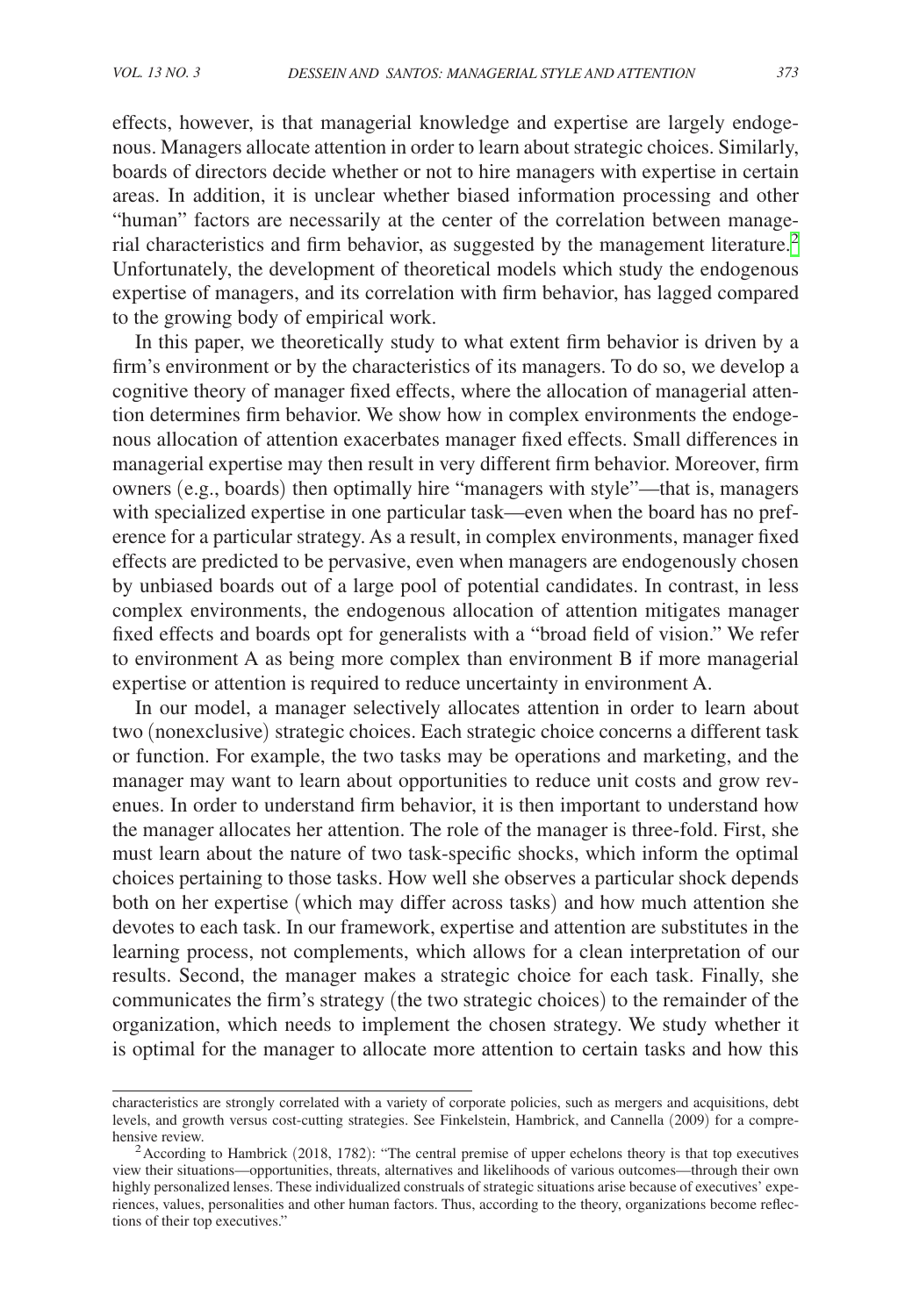effects, however, is that managerial knowledge and expertise are largely endogenous. Managers allocate attention in order to learn about strategic choices. Similarly, boards of directors decide whether or not to hire managers with expertise in certain areas. In addition, it is unclear whether biased information processing and other "human" factors are necessarily at the center of the correlation between managerial characteristics and firm behavior, as suggested by the management literature.[2] Unfortunately, the development of theoretical models which study the endogenous expertise of managers, and its correlation with firm behavior, has lagged compared to the growing body of empirical work.

In this paper, we theoretically study to what extent firm behavior is driven by a firm's environment or by the characteristics of its managers. To do so, we develop a cognitive theory of manager fixed effects, where the allocation of managerial attention determines firm behavior. We show how in complex environments the endogenous allocation of attention exacerbates manager fixed effects. Small differences in managerial expertise may then result in very different firm behavior. Moreover, firm owners (e.g., boards) then optimally hire "managers with style"—that is, managers with specialized expertise in one particular task—even when the board has no preference for a particular strategy. As a result, in complex environments, manager fixed effects are predicted to be pervasive, even when managers are endogenously chosen by unbiased boards out of a large pool of potential candidates. In contrast, in less complex environments, the endogenous allocation of attention mitigates manager fixed effects and boards opt for generalists with a "broad field of vision." We refer to environment A as being more complex than environment B if more managerial expertise or attention is required to reduce uncertainty in environment A.

In our model, a manager selectively allocates attention in order to learn about two (nonexclusive) strategic choices. Each strategic choice concerns a different task or function. For example, the two tasks may be operations and marketing, and the manager may want to learn about opportunities to reduce unit costs and grow revenues. In order to understand firm behavior, it is then important to understand how the manager allocates her attention. The role of the manager is three-fold. First, she must learn about the nature of two task-specific shocks, which inform the optimal choices pertaining to those tasks. How well she observes a particular shock depends both on her expertise (which may differ across tasks) and how much attention she devotes to each task. In our framework, expertise and attention are substitutes in the learning process, not complements, which allows for a clean interpretation of our results. Second, the manager makes a strategic choice for each task. Finally, she communicates the firm's strategy (the two strategic choices) to the remainder of the organization, which needs to implement the chosen strategy. We study whether it is optimal for the manager to allocate more attention to certain tasks and how this

characteristics are strongly correlated with a variety of corporate policies, such as mergers and acquisitions, debt levels, and growth versus cost-cutting strategies. See Finkelstein, Hambrick, and Cannella (2009) for a comprehensive review.

[2] According to Hambrick (2018, 1782): "The central premise of upper echelons theory is that top executives view their situations—opportunities, threats, alternatives and likelihoods of various outcomes—through their own highly personalized lenses. These individualized construals of strategic situations arise because of executives' experiences, values, personalities and other human factors. Thus, according to the theory, organizations become reflections of their top executives."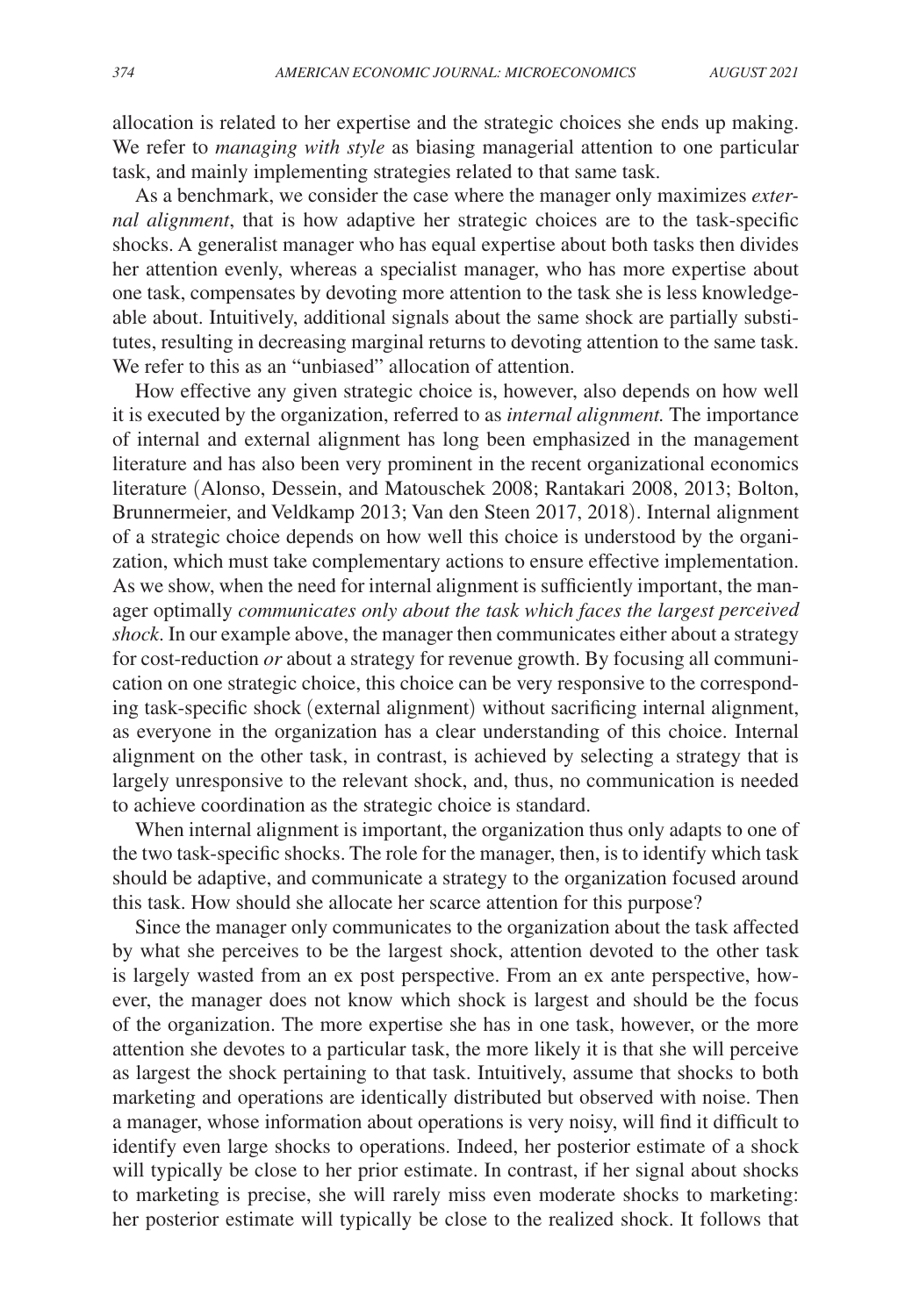allocation is related to her expertise and the strategic choices she ends up making. We refer to *managing with style* as biasing managerial attention to one particular task, and mainly implementing strategies related to that same task.

As a benchmark, we consider the case where the manager only maximizes *external alignment*, that is how adaptive her strategic choices are to the task-specific shocks. A generalist manager who has equal expertise about both tasks then divides her attention evenly, whereas a specialist manager, who has more expertise about one task, compensates by devoting more attention to the task she is less knowledgeable about. Intuitively, additional signals about the same shock are partially substitutes, resulting in decreasing marginal returns to devoting attention to the same task. We refer to this as an "unbiased" allocation of attention.

How effective any given strategic choice is, however, also depends on how well it is executed by the organization, referred to as *internal alignment.* The importance of internal and external alignment has long been emphasized in the management literature and has also been very prominent in the recent organizational economics literature (Alonso, Dessein, and Matouschek 2008; Rantakari 2008, 2013; Bolton, Brunnermeier, and Veldkamp 2013; Van den Steen 2017, 2018). Internal alignment of a strategic choice depends on how well this choice is understood by the organization, which must take complementary actions to ensure effective implementation. As we show, when the need for internal alignment is sufficiently important, the manager optimally *communicates only about the task which faces the largest perceived shock*. In our example above, the manager then communicates either about a strategy for cost-reduction *or* about a strategy for revenue growth. By focusing all communication on one strategic choice, this choice can be very responsive to the corresponding task-specific shock (external alignment) without sacrificing internal alignment, as everyone in the organization has a clear understanding of this choice. Internal alignment on the other task, in contrast, is achieved by selecting a strategy that is largely unresponsive to the relevant shock, and, thus, no communication is needed to achieve coordination as the strategic choice is standard.

When internal alignment is important, the organization thus only adapts to one of the two task-specific shocks. The role for the manager, then, is to identify which task should be adaptive, and communicate a strategy to the organization focused around this task. How should she allocate her scarce attention for this purpose?

Since the manager only communicates to the organization about the task affected by what she perceives to be the largest shock, attention devoted to the other task is largely wasted from an ex post perspective. From an ex ante perspective, however, the manager does not know which shock is largest and should be the focus of the organization. The more expertise she has in one task, however, or the more attention she devotes to a particular task, the more likely it is that she will perceive as largest the shock pertaining to that task. Intuitively, assume that shocks to both marketing and operations are identically distributed but observed with noise. Then a manager, whose information about operations is very noisy, will find it difficult to identify even large shocks to operations. Indeed, her posterior estimate of a shock will typically be close to her prior estimate. In contrast, if her signal about shocks to marketing is precise, she will rarely miss even moderate shocks to marketing: her posterior estimate will typically be close to the realized shock. It follows that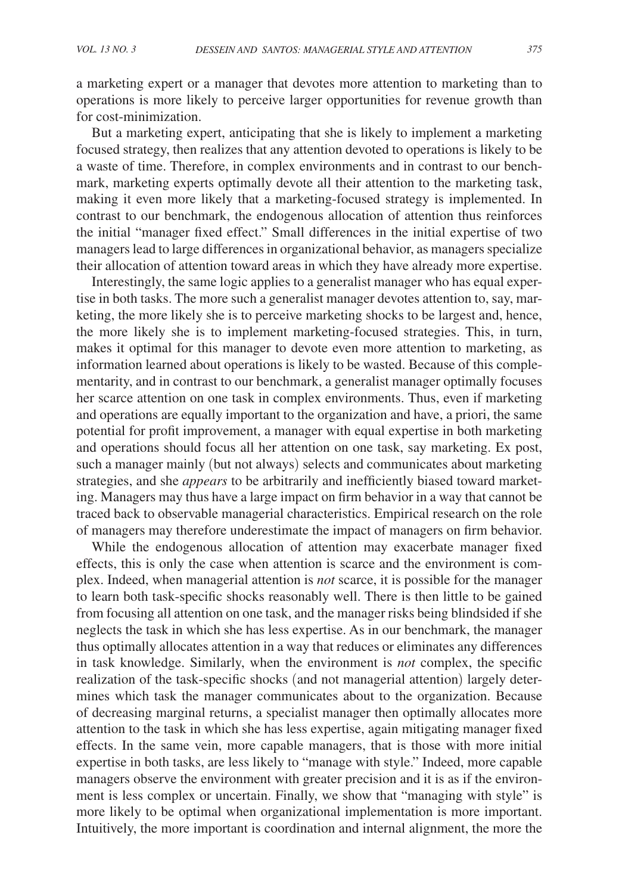a marketing expert or a manager that devotes more attention to marketing than to operations is more likely to perceive larger opportunities for revenue growth than for cost-minimization.

But a marketing expert, anticipating that she is likely to implement a marketing focused strategy, then realizes that any attention devoted to operations is likely to be a waste of time. Therefore, in complex environments and in contrast to our benchmark, marketing experts optimally devote all their attention to the marketing task, making it even more likely that a marketing-focused strategy is implemented. In contrast to our benchmark, the endogenous allocation of attention thus reinforces the initial "manager fixed effect." Small differences in the initial expertise of two managers lead to large differences in organizational behavior, as managers specialize their allocation of attention toward areas in which they have already more expertise.

Interestingly, the same logic applies to a generalist manager who has equal expertise in both tasks. The more such a generalist manager devotes attention to, say, marketing, the more likely she is to perceive marketing shocks to be largest and, hence, the more likely she is to implement marketing-focused strategies. This, in turn, makes it optimal for this manager to devote even more attention to marketing, as information learned about operations is likely to be wasted. Because of this complementarity, and in contrast to our benchmark, a generalist manager optimally focuses her scarce attention on one task in complex environments. Thus, even if marketing and operations are equally important to the organization and have, a priori, the same potential for profit improvement, a manager with equal expertise in both marketing and operations should focus all her attention on one task, say marketing. Ex post, such a manager mainly (but not always) selects and communicates about marketing strategies, and she *appears* to be arbitrarily and inefficiently biased toward marketing. Managers may thus have a large impact on firm behavior in a way that cannot be traced back to observable managerial characteristics. Empirical research on the role of managers may therefore underestimate the impact of managers on firm behavior.

While the endogenous allocation of attention may exacerbate manager fixed effects, this is only the case when attention is scarce and the environment is complex. Indeed, when managerial attention is *not* scarce, it is possible for the manager to learn both task-specific shocks reasonably well. There is then little to be gained from focusing all attention on one task, and the manager risks being blindsided if she neglects the task in which she has less expertise. As in our benchmark, the manager thus optimally allocates attention in a way that reduces or eliminates any differences in task knowledge. Similarly, when the environment is *not* complex, the specific realization of the task-specific shocks (and not managerial attention) largely determines which task the manager communicates about to the organization. Because of decreasing marginal returns, a specialist manager then optimally allocates more attention to the task in which she has less expertise, again mitigating manager fixed effects. In the same vein, more capable managers, that is those with more initial expertise in both tasks, are less likely to "manage with style." Indeed, more capable managers observe the environment with greater precision and it is as if the environment is less complex or uncertain. Finally, we show that "managing with style" is more likely to be optimal when organizational implementation is more important. Intuitively, the more important is coordination and internal alignment, the more the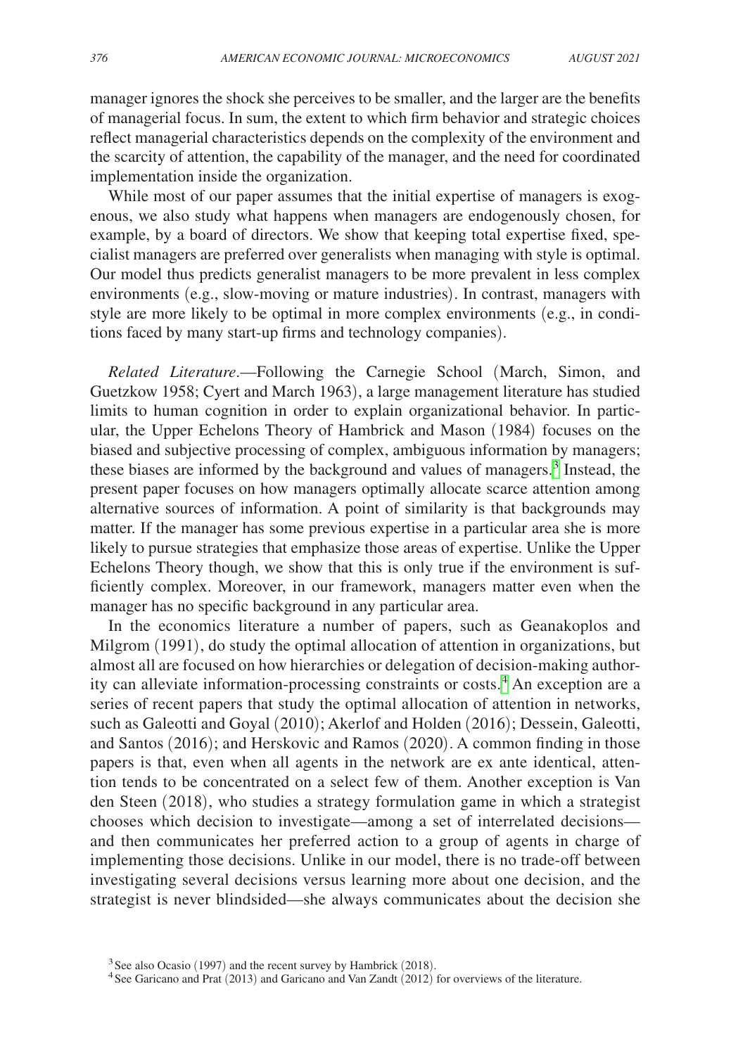manager ignores the shock she perceives to be smaller, and the larger are the benefits of managerial focus. In sum, the extent to which firm behavior and strategic choices reflect managerial characteristics depends on the complexity of the environment and the scarcity of attention, the capability of the manager, and the need for coordinated implementation inside the organization.

While most of our paper assumes that the initial expertise of managers is exogenous, we also study what happens when managers are endogenously chosen, for example, by a board of directors. We show that keeping total expertise fixed, specialist managers are preferred over generalists when managing with style is optimal. Our model thus predicts generalist managers to be more prevalent in less complex environments (e.g., slow-moving or mature industries). In contrast, managers with style are more likely to be optimal in more complex environments (e.g., in conditions faced by many start-up firms and technology companies).

*Related Literature*.—Following the Carnegie School (March, Simon, and Guetzkow 1958; Cyert and March 1963), a large management literature has studied limits to human cognition in order to explain organizational behavior. In particular, the Upper Echelons Theory of Hambrick and Mason (1984) focuses on the biased and subjective processing of complex, ambiguous information by managers; these biases are informed by the background and values of managers.[3] Instead, the present paper focuses on how managers optimally allocate scarce attention among alternative sources of information. A point of similarity is that backgrounds may matter. If the manager has some previous expertise in a particular area she is more likely to pursue strategies that emphasize those areas of expertise. Unlike the Upper Echelons Theory though, we show that this is only true if the environment is sufficiently complex. Moreover, in our framework, managers matter even when the manager has no specific background in any particular area.

In the economics literature a number of papers, such as Geanakoplos and Milgrom (1991), do study the optimal allocation of attention in organizations, but almost all are focused on how hierarchies or delegation of decision-making authority can alleviate information-processing constraints or costs.[4] An exception are a series of recent papers that study the optimal allocation of attention in networks, such as Galeotti and Goyal (2010); Akerlof and Holden (2016); Dessein, Galeotti, and Santos (2016); and Herskovic and Ramos (2020). A common finding in those papers is that, even when all agents in the network are ex ante identical, attention tends to be concentrated on a select few of them. Another exception is Van den Steen (2018), who studies a strategy formulation game in which a strategist chooses which decision to investigate—among a set of interrelated decisions—and then communicates her preferred action to a group of agents in charge of implementing those decisions. Unlike in our model, there is no trade-off between investigating several decisions versus learning more about one decision, and the strategist is never blindsided—she always communicates about the decision she

[3] See also Ocasio (1997) and the recent survey by Hambrick (2018).

[4] See Garicano and Prat (2013) and Garicano and Van Zandt (2012) for overviews of the literature.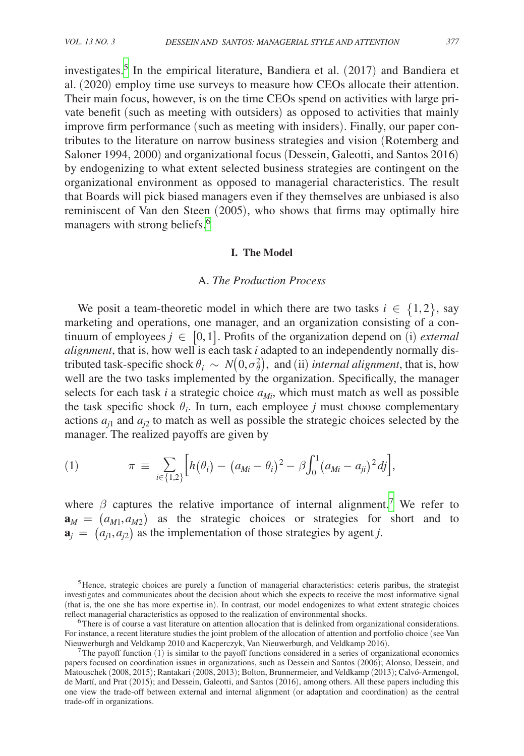investigates.[5] In the empirical literature, Bandiera et al. (2017) and Bandiera et al. (2020) employ time use surveys to measure how CEOs allocate their attention. Their main focus, however, is on the time CEOs spend on activities with large private benefit (such as meeting with outsiders) as opposed to activities that mainly improve firm performance (such as meeting with insiders). Finally, our paper contributes to the literature on narrow business strategies and vision (Rotemberg and Saloner 1994, 2000) and organizational focus (Dessein, Galeotti, and Santos 2016) by endogenizing to what extent selected business strategies are contingent on the organizational environment as opposed to managerial characteristics. The result that Boards will pick biased managers even if they themselves are unbiased is also reminiscent of Van den Steen (2005), who shows that firms may optimally hire managers with strong beliefs.[6]

## I. The Model

### A. *The Production Process*

We posit a team-theoretic model in which there are two tasks $i \in \{1,2\}$, say marketing and operations, one manager, and an organization consisting of a continuum of employees $j \in [0,1]$. Profits of the organization depend on (i) *external alignment*, that is, how well is each task $i$ adapted to an independently normally distributed task-specific shock $\theta_i \sim N(0,\sigma_\theta^2)$, and (ii) *internal alignment*, that is, how well are the two tasks implemented by the organization. Specifically, the manager selects for each task $i$ a strategic choice $a_{Mi}$, which must match as well as possible the task specific shock $\theta_i$. In turn, each employee $j$ must choose complementary actions $a_{j1}$ and $a_{j2}$ to match as well as possible the strategic choices selected by the manager. The realized payoffs are given by

$$\pi \equiv \sum_{i \in \{1,2\}} \left[ h(\theta_i) - (a_{Mi} - \theta_i)^2 - \beta \int_0^1 (a_{Mi} - a_{ji})^2 dj \right], \tag{1}$$

where $\beta$ captures the relative importance of internal alignment.[7] We refer to $\mathbf{a}_M = (a_{M1}, a_{M2})$ as the strategic choices or strategies for short and to $\mathbf{a}_j = (a_{j1}, a_{j2})$ as the implementation of those strategies by agent $j$.

---

[5] Hence, strategic choices are purely a function of managerial characteristics: ceteris paribus, the strategist investigates and communicates about the decision about which she expects to receive the most informative signal (that is, the one she has more expertise in). In contrast, our model endogenizes to what extent strategic choices reflect managerial characteristics as opposed to the realization of environmental shocks.

[6] There is of course a vast literature on attention allocation that is delinked from organizational considerations. For instance, a recent literature studies the joint problem of the allocation of attention and portfolio choice (see Van Nieuwerburgh and Veldkamp 2010 and Kacperczyk, Van Nieuwerburgh, and Veldkamp 2016).

[7] The payoff function (1) is similar to the payoff functions considered in a series of organizational economics papers focused on coordination issues in organizations, such as Dessein and Santos (2006); Alonso, Dessein, and Matouschek (2008, 2015); Rantakari (2008, 2013); Bolton, Brunnermeier, and Veldkamp (2013); Calvó-Armengol, de Martí, and Prat (2015); and Dessein, Galeotti, and Santos (2016), among others. All these papers including this one view the trade-off between external and internal alignment (or adaptation and coordination) as the central trade-off in organizations.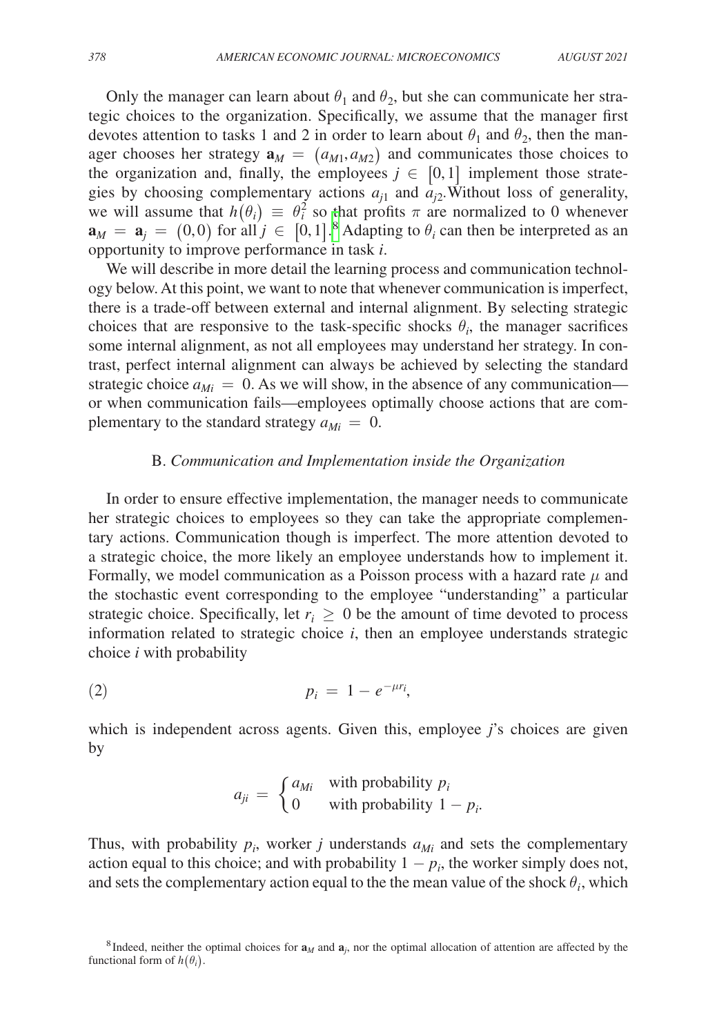Only the manager can learn about $\theta_1$ and $\theta_2$, but she can communicate her strategic choices to the organization. Specifically, we assume that the manager first devotes attention to tasks 1 and 2 in order to learn about $\theta_1$ and $\theta_2$, then the manager chooses her strategy $\mathbf{a}_M = (a_{M1}, a_{M2})$ and communicates those choices to the organization and, finally, the employees $j \in [0,1]$ implement those strategies by choosing complementary actions $a_{j1}$ and $a_{j2}$. Without loss of generality, we will assume that $h(\theta_i) \equiv \theta_i^2$ so that profits $\pi$ are normalized to 0 whenever $\mathbf{a}_M = \mathbf{a}_j = (0,0)$ for all $j \in [0,1]$.[8] Adapting to $\theta_i$ can then be interpreted as an opportunity to improve performance in task $i$.

We will describe in more detail the learning process and communication technology below. At this point, we want to note that whenever communication is imperfect, there is a trade-off between external and internal alignment. By selecting strategic choices that are responsive to the task-specific shocks $\theta_i$, the manager sacrifices some internal alignment, as not all employees may understand her strategy. In contrast, perfect internal alignment can always be achieved by selecting the standard strategic choice $a_{Mi} = 0$. As we will show, in the absence of any communication—or when communication fails—employees optimally choose actions that are complementary to the standard strategy $a_{Mi} = 0$.

## B. *Communication and Implementation inside the Organization*

In order to ensure effective implementation, the manager needs to communicate her strategic choices to employees so they can take the appropriate complementary actions. Communication though is imperfect. The more attention devoted to a strategic choice, the more likely an employee understands how to implement it. Formally, we model communication as a Poisson process with a hazard rate $\mu$ and the stochastic event corresponding to the employee "understanding" a particular strategic choice. Specifically, let $r_i \geq 0$ be the amount of time devoted to process information related to strategic choice $i$, then an employee understands strategic choice $i$ with probability

$$p_i = 1 - e^{-\mu r_i}, \tag{2}$$

which is independent across agents. Given this, employee $j$'s choices are given by

$$a_{ji} = \begin{cases} a_{Mi} & \text{with probability } p_i \\ 0 & \text{with probability } 1 - p_i. \end{cases}$$

Thus, with probability $p_i$, worker $j$ understands $a_{Mi}$ and sets the complementary action equal to this choice; and with probability $1 - p_i$, the worker simply does not, and sets the complementary action equal to the the mean value of the shock $\theta_i$, which

[8] Indeed, neither the optimal choices for $\mathbf{a}_M$ and $\mathbf{a}_j$, nor the optimal allocation of attention are affected by the functional form of $h(\theta_i)$.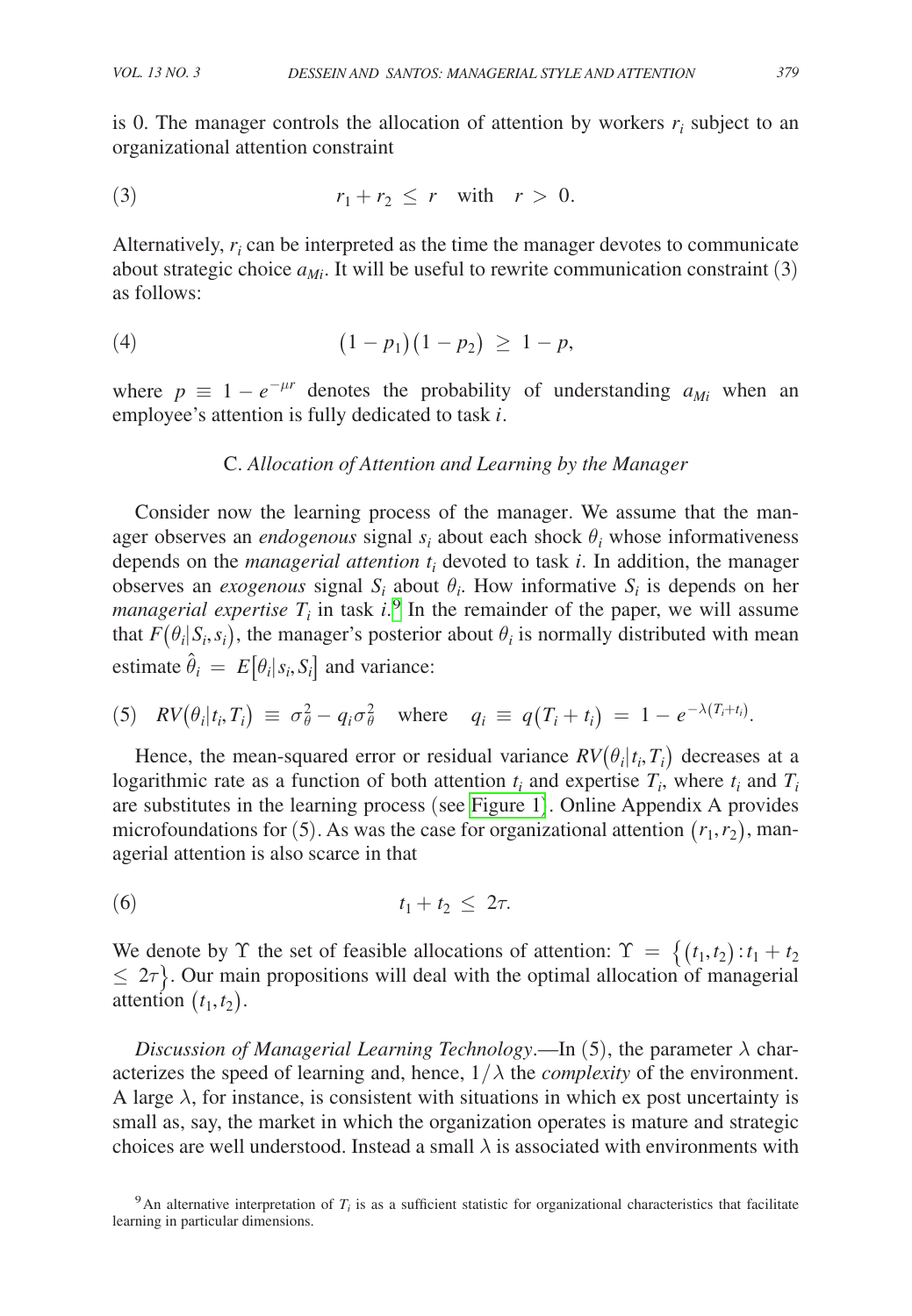is 0. The manager controls the allocation of attention by workers $r_i$ subject to an organizational attention constraint

$$(3) \qquad r_1 + r_2 \leq r \quad \text{with} \quad r > 0.$$

Alternatively, $r_i$ can be interpreted as the time the manager devotes to communicate about strategic choice $a_{Mi}$. It will be useful to rewrite communication constraint (3) as follows:

$$(4) \qquad (1 - p_1)(1 - p_2) \geq 1 - p,$$

where $p \equiv 1 - e^{-\mu r}$ denotes the probability of understanding $a_{Mi}$ when an employee's attention is fully dedicated to task $i$.

### C. *Allocation of Attention and Learning by the Manager*

Consider now the learning process of the manager. We assume that the manager observes an *endogenous* signal $s_i$ about each shock $\theta_i$ whose informativeness depends on the *managerial attention* $t_i$ devoted to task $i$. In addition, the manager observes an *exogenous* signal $S_i$ about $\theta_i$. How informative $S_i$ is depends on her *managerial expertise* $T_i$ in task $i$.[9] In the remainder of the paper, we will assume that $F(\theta_i | S_i, s_i)$, the manager's posterior about $\theta_i$ is normally distributed with mean estimate $\hat{\theta}_i = E[\theta_i | s_i, S_i]$ and variance:

$$(5) \quad RV(\theta_i | t_i, T_i) \equiv \sigma_\theta^2 - q_i \sigma_\theta^2 \quad \text{where} \quad q_i \equiv q(T_i + t_i) = 1 - e^{-\lambda(T_i + t_i)}.$$

Hence, the mean-squared error or residual variance $RV(\theta_i | t_i, T_i)$ decreases at a logarithmic rate as a function of both attention $t_i$ and expertise $T_i$, where $t_i$ and $T_i$ are substitutes in the learning process (see Figure 1). Online Appendix A provides microfoundations for (5). As was the case for organizational attention $(r_1, r_2)$, managerial attention is also scarce in that

$$(6) \qquad t_1 + t_2 \leq 2\tau.$$

We denote by $\Upsilon$ the set of feasible allocations of attention: $\Upsilon = \{(t_1, t_2) : t_1 + t_2 \leq 2\tau\}$. Our main propositions will deal with the optimal allocation of managerial attention $(t_1, t_2)$.

*Discussion of Managerial Learning Technology*.—In (5), the parameter $\lambda$ characterizes the speed of learning and, hence, $1/\lambda$ the *complexity* of the environment. A large $\lambda$, for instance, is consistent with situations in which ex post uncertainty is small as, say, the market in which the organization operates is mature and strategic choices are well understood. Instead a small $\lambda$ is associated with environments with

[9] An alternative interpretation of $T_i$ is as a sufficient statistic for organizational characteristics that facilitate learning in particular dimensions.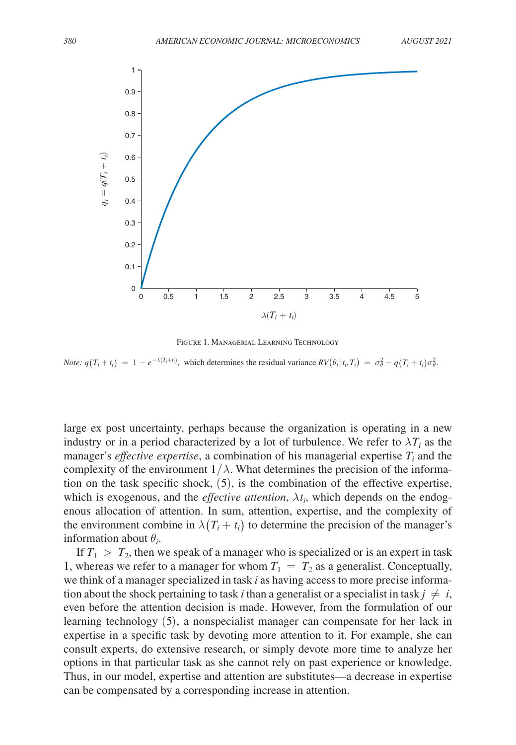Figure 1. Managerial Learning Technology

*Note:* $q(T_i + t_i) = 1 - e^{-\lambda(T_i+t_i)}$, which determines the residual variance $RV(\theta_i | t_i, T_i) = \sigma_\theta^2 - q(T_i + t_i)\sigma_\theta^2$.

large ex post uncertainty, perhaps because the organization is operating in a new industry or in a period characterized by a lot of turbulence. We refer to $\lambda T_i$ as the manager's *effective expertise*, a combination of his managerial expertise $T_i$ and the complexity of the environment $1/\lambda$. What determines the precision of the information on the task specific shock, (5), is the combination of the effective expertise, which is exogenous, and the *effective attention*, $\lambda t_i$, which depends on the endogenous allocation of attention. In sum, attention, expertise, and the complexity of the environment combine in $\lambda(T_i + t_i)$ to determine the precision of the manager's information about $\theta_i$.

If $T_1 > T_2$, then we speak of a manager who is specialized or is an expert in task 1, whereas we refer to a manager for whom $T_1 = T_2$ as a generalist. Conceptually, we think of a manager specialized in task *i* as having access to more precise information about the shock pertaining to task *i* than a generalist or a specialist in task $j \neq i$, even before the attention decision is made. However, from the formulation of our learning technology (5), a nonspecialist manager can compensate for her lack in expertise in a specific task by devoting more attention to it. For example, she can consult experts, do extensive research, or simply devote more time to analyze her options in that particular task as she cannot rely on past experience or knowledge. Thus, in our model, expertise and attention are substitutes—a decrease in expertise can be compensated by a corresponding increase in attention.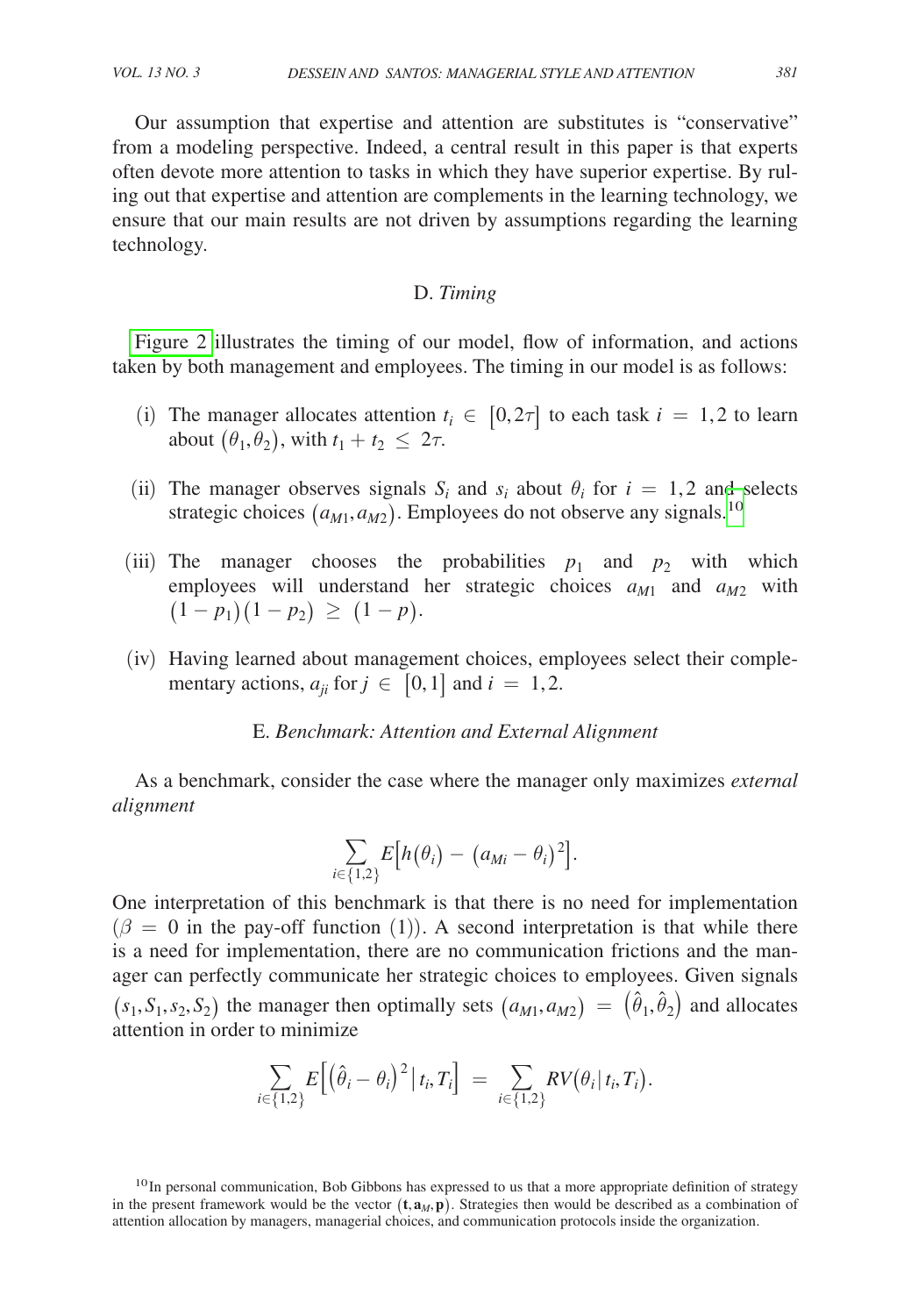Our assumption that expertise and attention are substitutes is "conservative" from a modeling perspective. Indeed, a central result in this paper is that experts often devote more attention to tasks in which they have superior expertise. By ruling out that expertise and attention are complements in the learning technology, we ensure that our main results are not driven by assumptions regarding the learning technology.

### D. *Timing*

Figure 2 illustrates the timing of our model, flow of information, and actions taken by both management and employees. The timing in our model is as follows:

(i) The manager allocates attention $t_i \in [0, 2\tau]$ to each task $i = 1, 2$ to learn about $(\theta_1, \theta_2)$, with $t_1 + t_2 \leq 2\tau$.

(ii) The manager observes signals $S_i$ and $s_i$ about $\theta_i$ for $i = 1, 2$ and selects strategic choices $(a_{M1}, a_{M2})$. Employees do not observe any signals.[10]

(iii) The manager chooses the probabilities $p_1$ and $p_2$ with which employees will understand her strategic choices $a_{M1}$ and $a_{M2}$ with $(1 - p_1)(1 - p_2) \geq (1 - p)$.

(iv) Having learned about management choices, employees select their complementary actions, $a_{ji}$ for $j \in [0, 1]$ and $i = 1, 2$.

### E. *Benchmark: Attention and External Alignment*

As a benchmark, consider the case where the manager only maximizes *external alignment*

$$\sum_{i \in \{1,2\}} E\big[h(\theta_i) - (a_{Mi} - \theta_i)^2\big].$$

One interpretation of this benchmark is that there is no need for implementation ($\beta = 0$ in the pay-off function (1)). A second interpretation is that while there is a need for implementation, there are no communication frictions and the manager can perfectly communicate her strategic choices to employees. Given signals $(s_1, S_1, s_2, S_2)$ the manager then optimally sets $(a_{M1}, a_{M2}) = (\hat{\theta}_1, \hat{\theta}_2)$ and allocates attention in order to minimize

$$\sum_{i \in \{1,2\}} E\Big[\big(\hat{\theta}_i - \theta_i\big)^2 \,\big|\, t_i, T_i\Big] = \sum_{i \in \{1,2\}} RV\big(\theta_i \,|\, t_i, T_i\big).$$

[10] In personal communication, Bob Gibbons has expressed to us that a more appropriate definition of strategy in the present framework would be the vector $(\mathbf{t}, \mathbf{a}_M, \mathbf{p})$. Strategies then would be described as a combination of attention allocation by managers, managerial choices, and communication protocols inside the organization.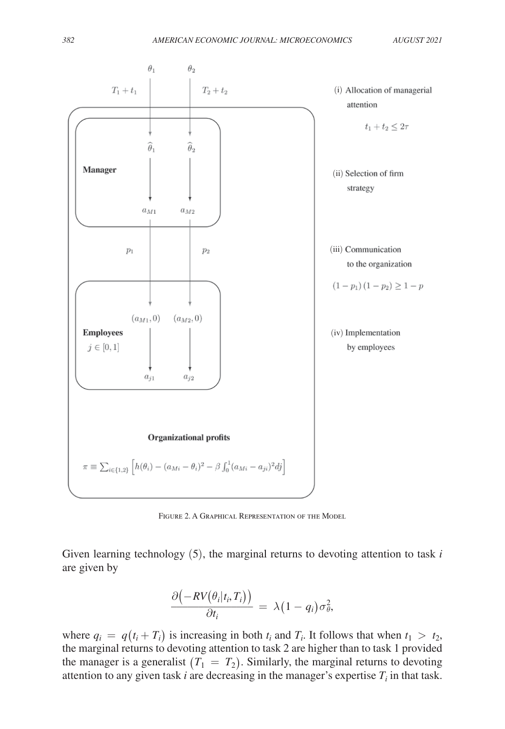Figure 2. A Graphical Representation of the Model

Given learning technology (5), the marginal returns to devoting attention to task $i$ are given by

$$\frac{\partial\left(-RV\left(\theta_i | t_i, T_i\right)\right)}{\partial t_i} = \lambda\left(1 - q_i\right)\sigma_\theta^2,$$

where $q_i = q\left(t_i + T_i\right)$ is increasing in both $t_i$ and $T_i$. It follows that when $t_1 > t_2$, the marginal returns to devoting attention to task 2 are higher than to task 1 provided the manager is a generalist $\left(T_1 = T_2\right)$. Similarly, the marginal returns to devoting attention to any given task $i$ are decreasing in the manager's expertise $T_i$ in that task.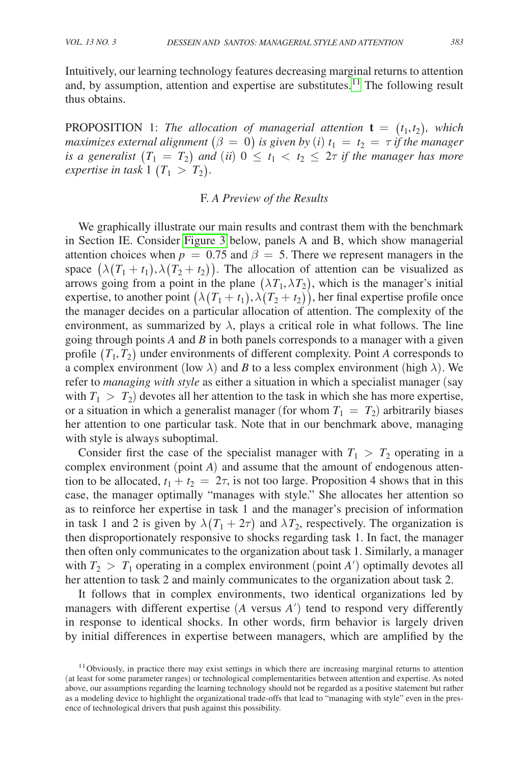Intuitively, our learning technology features decreasing marginal returns to attention and, by assumption, attention and expertise are substitutes.[11] The following result thus obtains.

PROPOSITION 1: *The allocation of managerial attention* $\mathbf{t} = (t_1, t_2)$, *which maximizes external alignment* $(\beta = 0)$ *is given by* $(i)$ $t_1 = t_2 = \tau$ *if the manager is a generalist* $(T_1 = T_2)$ *and* $(ii)$ $0 \leq t_1 < t_2 \leq 2\tau$ *if the manager has more expertise in task* 1 $(T_1 > T_2)$.

### F. *A Preview of the Results*

We graphically illustrate our main results and contrast them with the benchmark in Section IE. Consider Figure 3 below, panels A and B, which show managerial attention choices when $p = 0.75$ and $\beta = 5$. There we represent managers in the space $(\lambda(T_1 + t_1), \lambda(T_2 + t_2))$. The allocation of attention can be visualized as arrows going from a point in the plane $(\lambda T_1, \lambda T_2)$, which is the manager's initial expertise, to another point $(\lambda(T_1 + t_1), \lambda(T_2 + t_2))$, her final expertise profile once the manager decides on a particular allocation of attention. The complexity of the environment, as summarized by $\lambda$, plays a critical role in what follows. The line going through points *A* and *B* in both panels corresponds to a manager with a given profile $(T_1, T_2)$ under environments of different complexity. Point *A* corresponds to a complex environment (low $\lambda$) and *B* to a less complex environment (high $\lambda$). We refer to *managing with style* as either a situation in which a specialist manager (say with $T_1 > T_2$) devotes all her attention to the task in which she has more expertise, or a situation in which a generalist manager (for whom $T_1 = T_2$) arbitrarily biases her attention to one particular task. Note that in our benchmark above, managing with style is always suboptimal.

Consider first the case of the specialist manager with $T_1 > T_2$ operating in a complex environment (point *A*) and assume that the amount of endogenous attention to be allocated, $t_1 + t_2 = 2\tau$, is not too large. Proposition 4 shows that in this case, the manager optimally "manages with style." She allocates her attention so as to reinforce her expertise in task 1 and the manager's precision of information in task 1 and 2 is given by $\lambda(T_1 + 2\tau)$ and $\lambda T_2$, respectively. The organization is then disproportionately responsive to shocks regarding task 1. In fact, the manager then often only communicates to the organization about task 1. Similarly, a manager with $T_2 > T_1$ operating in a complex environment (point $A'$) optimally devotes all her attention to task 2 and mainly communicates to the organization about task 2.

It follows that in complex environments, two identical organizations led by managers with different expertise ($A$ versus $A'$) tend to respond very differently in response to identical shocks. In other words, firm behavior is largely driven by initial differences in expertise between managers, which are amplified by the

[11] Obviously, in practice there may exist settings in which there are increasing marginal returns to attention (at least for some parameter ranges) or technological complementarities between attention and expertise. As noted above, our assumptions regarding the learning technology should not be regarded as a positive statement but rather as a modeling device to highlight the organizational trade-offs that lead to "managing with style" even in the presence of technological drivers that push against this possibility.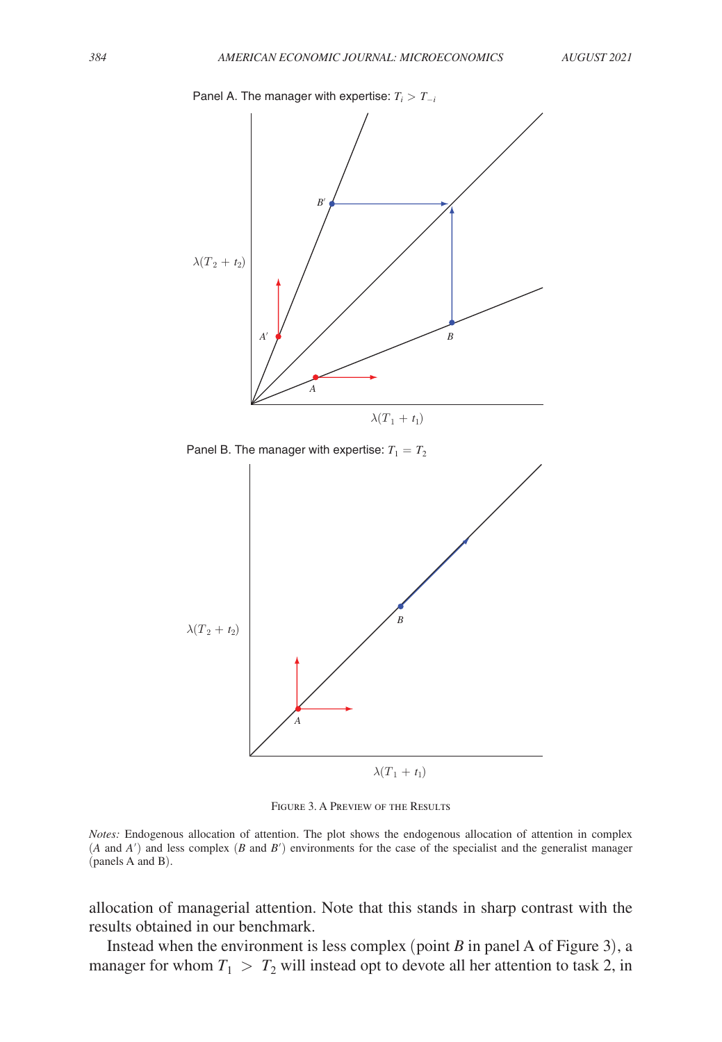Panel A. The manager with expertise: $T_i > T_{-i}$

Panel B. The manager with expertise: $T_1 = T_2$

Figure 3. A Preview of the Results

*Notes:* Endogenous allocation of attention. The plot shows the endogenous allocation of attention in complex ($A$ and $A'$) and less complex ($B$ and $B'$) environments for the case of the specialist and the generalist manager (panels A and B).

allocation of managerial attention. Note that this stands in sharp contrast with the results obtained in our benchmark.

Instead when the environment is less complex (point $B$ in panel A of Figure 3), a manager for whom $T_1 > T_2$ will instead opt to devote all her attention to task 2, in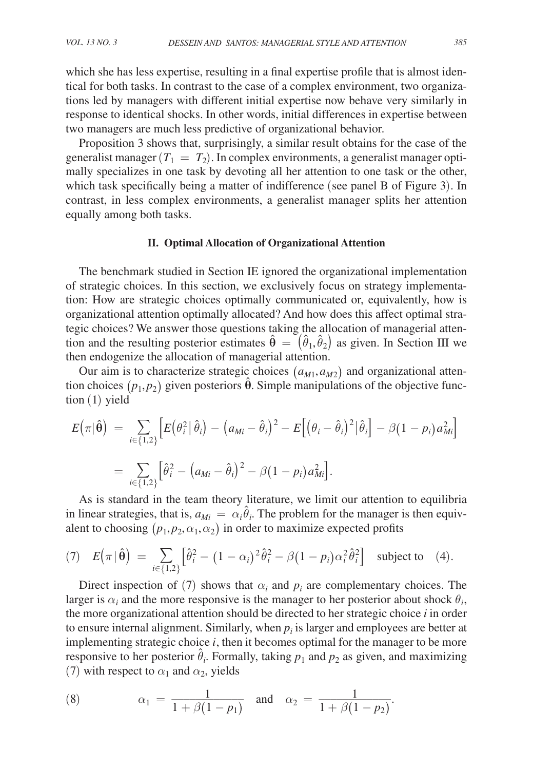which she has less expertise, resulting in a final expertise profile that is almost identical for both tasks. In contrast to the case of a complex environment, two organizations led by managers with different initial expertise now behave very similarly in response to identical shocks. In other words, initial differences in expertise between two managers are much less predictive of organizational behavior.

Proposition 3 shows that, surprisingly, a similar result obtains for the case of the generalist manager ($T_1 = T_2$). In complex environments, a generalist manager optimally specializes in one task by devoting all her attention to one task or the other, which task specifically being a matter of indifference (see panel B of Figure 3). In contrast, in less complex environments, a generalist manager splits her attention equally among both tasks.

## II. Optimal Allocation of Organizational Attention

The benchmark studied in Section IE ignored the organizational implementation of strategic choices. In this section, we exclusively focus on strategy implementation: How are strategic choices optimally communicated or, equivalently, how is organizational attention optimally allocated? And how does this affect optimal strategic choices? We answer those questions taking the allocation of managerial attention and the resulting posterior estimates $\hat{\boldsymbol{\theta}} = (\hat{\theta}_1, \hat{\theta}_2)$ as given. In Section III we then endogenize the allocation of managerial attention.

Our aim is to characterize strategic choices $(a_{M1}, a_{M2})$ and organizational attention choices $(p_1, p_2)$ given posteriors $\hat{\boldsymbol{\theta}}$. Simple manipulations of the objective function (1) yield

$$E(\pi | \hat{\boldsymbol{\theta}}) = \sum_{i \in \{1,2\}} \left[ E(\theta_i^2 | \hat{\theta}_i) - (a_{Mi} - \hat{\theta}_i)^2 - E\left[ (\theta_i - \hat{\theta}_i)^2 | \hat{\theta}_i \right] - \beta(1 - p_i) a_{Mi}^2 \right]$$

$$= \sum_{i \in \{1,2\}} \left[ \hat{\theta}_i^2 - (a_{Mi} - \hat{\theta}_i)^2 - \beta(1 - p_i) a_{Mi}^2 \right].$$

As is standard in the team theory literature, we limit our attention to equilibria in linear strategies, that is, $a_{Mi} = \alpha_i \hat{\theta}_i$. The problem for the manager is then equivalent to choosing $(p_1, p_2, \alpha_1, \alpha_2)$ in order to maximize expected profits

$$(7) \quad E(\pi | \hat{\boldsymbol{\theta}}) = \sum_{i \in \{1,2\}} \left[ \hat{\theta}_i^2 - (1 - \alpha_i)^2 \hat{\theta}_i^2 - \beta(1 - p_i) \alpha_i^2 \hat{\theta}_i^2 \right] \quad \text{subject to} \quad (4).$$

Direct inspection of (7) shows that $\alpha_i$ and $p_i$ are complementary choices. The larger is $\alpha_i$ and the more responsive is the manager to her posterior about shock $\theta_i$, the more organizational attention should be directed to her strategic choice $i$ in order to ensure internal alignment. Similarly, when $p_i$ is larger and employees are better at implementing strategic choice $i$, then it becomes optimal for the manager to be more responsive to her posterior $\hat{\theta}_i$. Formally, taking $p_1$ and $p_2$ as given, and maximizing (7) with respect to $\alpha_1$ and $\alpha_2$, yields

$$(8) \qquad \alpha_1 = \frac{1}{1 + \beta(1 - p_1)} \quad \text{and} \quad \alpha_2 = \frac{1}{1 + \beta(1 - p_2)}.$$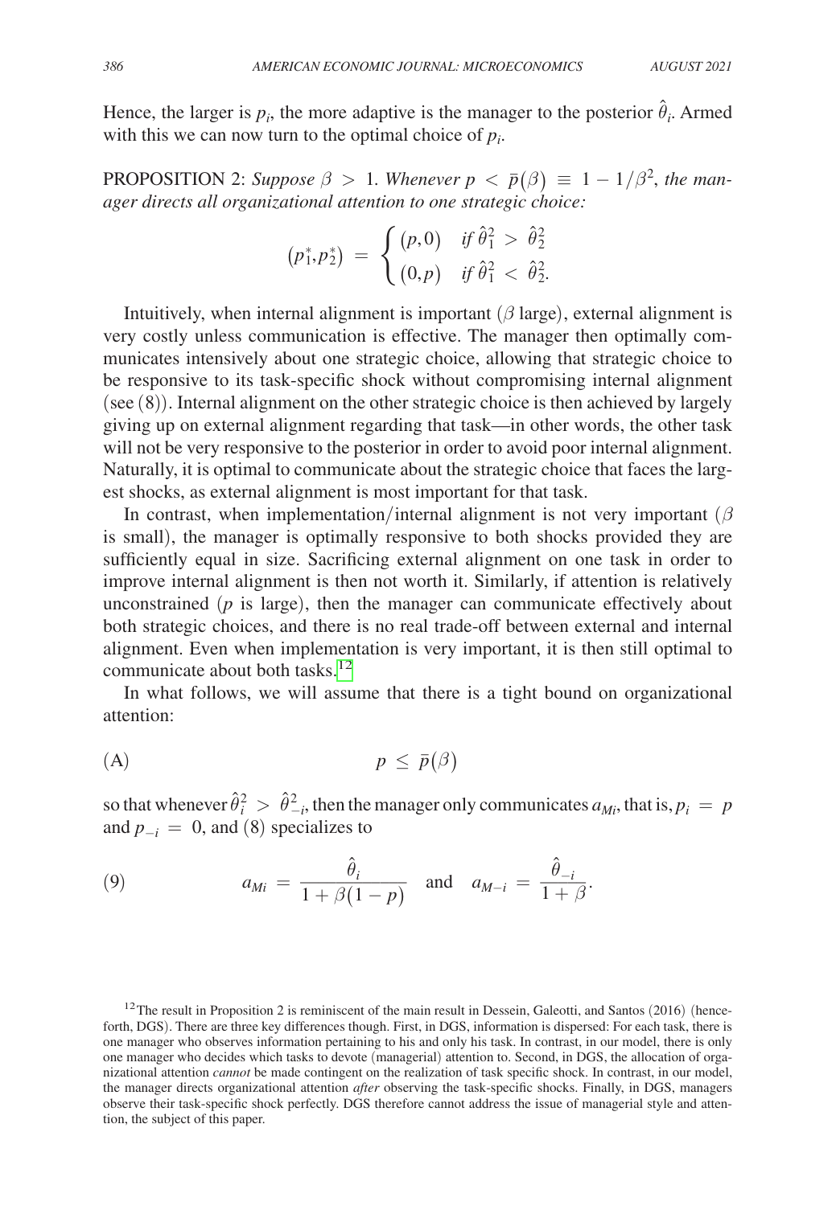Hence, the larger is $p_i$, the more adaptive is the manager to the posterior $\hat{\theta}_i$. Armed with this we can now turn to the optimal choice of $p_i$.

PROPOSITION 2: *Suppose* $\beta > 1$. *Whenever* $p < \bar{p}(\beta) \equiv 1 - 1/\beta^2$, *the manager directs all organizational attention to one strategic choice:*

$$\left(p_1^*, p_2^*\right) = \begin{cases} (p, 0) & \text{if } \hat{\theta}_1^2 > \hat{\theta}_2^2 \\ (0, p) & \text{if } \hat{\theta}_1^2 < \hat{\theta}_2^2. \end{cases}$$

Intuitively, when internal alignment is important ($\beta$ large), external alignment is very costly unless communication is effective. The manager then optimally communicates intensively about one strategic choice, allowing that strategic choice to be responsive to its task-specific shock without compromising internal alignment (see (8)). Internal alignment on the other strategic choice is then achieved by largely giving up on external alignment regarding that task—in other words, the other task will not be very responsive to the posterior in order to avoid poor internal alignment. Naturally, it is optimal to communicate about the strategic choice that faces the largest shocks, as external alignment is most important for that task.

In contrast, when implementation/internal alignment is not very important ($\beta$ is small), the manager is optimally responsive to both shocks provided they are sufficiently equal in size. Sacrificing external alignment on one task in order to improve internal alignment is then not worth it. Similarly, if attention is relatively unconstrained ($p$ is large), then the manager can communicate effectively about both strategic choices, and there is no real trade-off between external and internal alignment. Even when implementation is very important, it is then still optimal to communicate about both tasks.[12]

In what follows, we will assume that there is a tight bound on organizational attention:

$$\text{(A)} \qquad\qquad p \leq \bar{p}(\beta)$$

so that whenever $\hat{\theta}_i^2 > \hat{\theta}_{-i}^2$, then the manager only communicates $a_{Mi}$, that is, $p_i = p$ and $p_{-i} = 0$, and (8) specializes to

$$\text{(9)} \qquad a_{Mi} = \frac{\hat{\theta}_i}{1 + \beta(1 - p)} \quad \text{and} \quad a_{M-i} = \frac{\hat{\theta}_{-i}}{1 + \beta}.$$

[12] The result in Proposition 2 is reminiscent of the main result in Dessein, Galeotti, and Santos (2016) (henceforth, DGS). There are three key differences though. First, in DGS, information is dispersed: For each task, there is one manager who observes information pertaining to his and only his task. In contrast, in our model, there is only one manager who decides which tasks to devote (managerial) attention to. Second, in DGS, the allocation of organizational attention *cannot* be made contingent on the realization of task specific shock. In contrast, in our model, the manager directs organizational attention *after* observing the task-specific shocks. Finally, in DGS, managers observe their task-specific shock perfectly. DGS therefore cannot address the issue of managerial style and attention, the subject of this paper.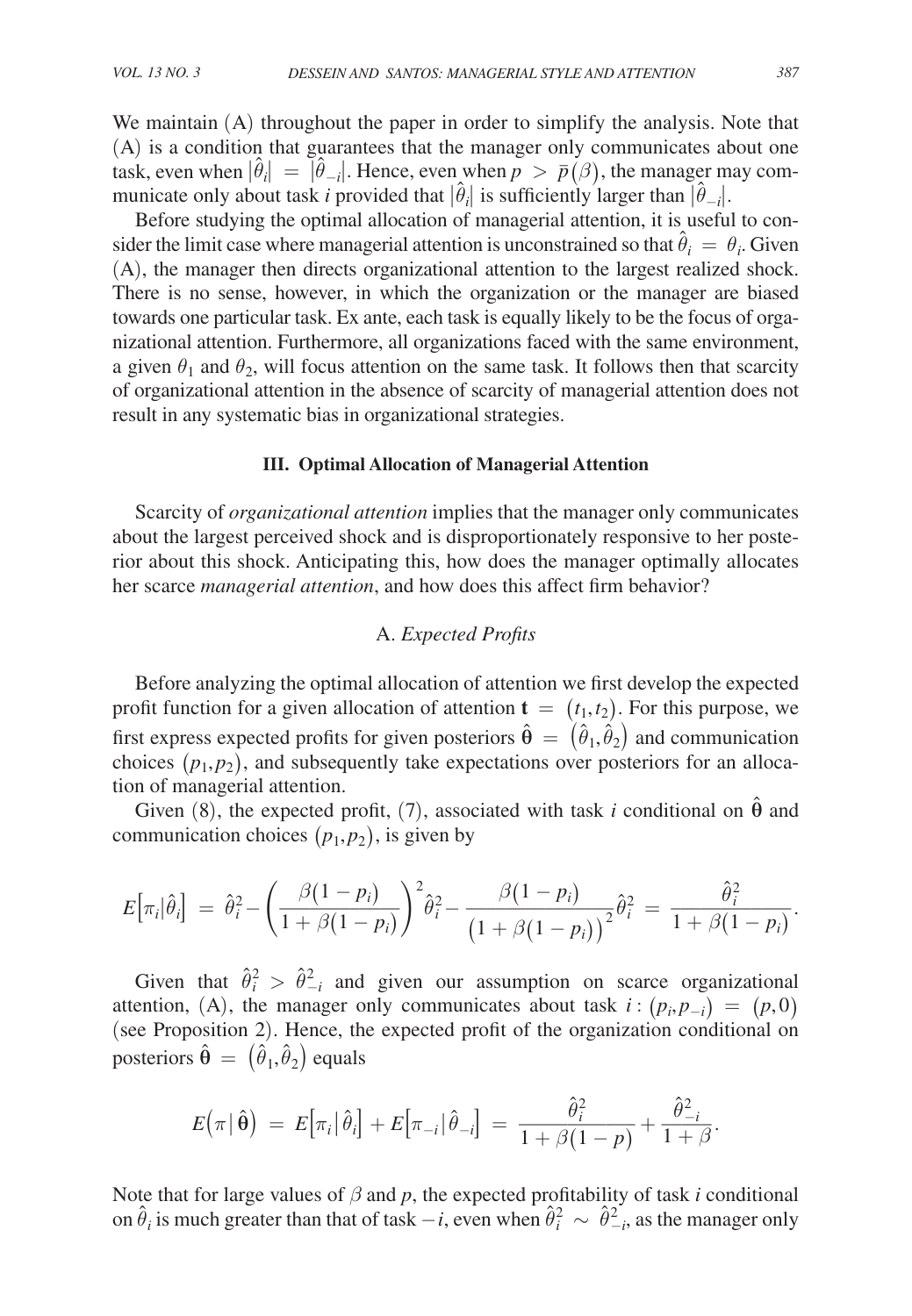We maintain (A) throughout the paper in order to simplify the analysis. Note that (A) is a condition that guarantees that the manager only communicates about one task, even when $|\hat{\theta}_i| = |\hat{\theta}_{-i}|$. Hence, even when $p > \bar{p}(\beta)$, the manager may communicate only about task $i$ provided that $|\hat{\theta}_i|$ is sufficiently larger than $|\hat{\theta}_{-i}|$.

Before studying the optimal allocation of managerial attention, it is useful to consider the limit case where managerial attention is unconstrained so that $\hat{\theta}_i = \theta_i$. Given (A), the manager then directs organizational attention to the largest realized shock. There is no sense, however, in which the organization or the manager are biased towards one particular task. Ex ante, each task is equally likely to be the focus of organizational attention. Furthermore, all organizations faced with the same environment, a given $\theta_1$ and $\theta_2$, will focus attention on the same task. It follows then that scarcity of organizational attention in the absence of scarcity of managerial attention does not result in any systematic bias in organizational strategies.

## III. Optimal Allocation of Managerial Attention

Scarcity of *organizational attention* implies that the manager only communicates about the largest perceived shock and is disproportionately responsive to her posterior about this shock. Anticipating this, how does the manager optimally allocates her scarce *managerial attention*, and how does this affect firm behavior?

### A. *Expected Profits*

Before analyzing the optimal allocation of attention we first develop the expected profit function for a given allocation of attention $\mathbf{t} = (t_1, t_2)$. For this purpose, we first express expected profits for given posteriors $\hat{\boldsymbol{\theta}} = (\hat{\theta}_1, \hat{\theta}_2)$ and communication choices $(p_1, p_2)$, and subsequently take expectations over posteriors for an allocation of managerial attention.

Given (8), the expected profit, (7), associated with task $i$ conditional on $\hat{\boldsymbol{\theta}}$ and communication choices $(p_1, p_2)$, is given by

$$E\left[\pi_i | \hat{\theta}_i\right] = \hat{\theta}_i^2 - \left(\frac{\beta(1-p_i)}{1+\beta(1-p_i)}\right)^2 \hat{\theta}_i^2 - \frac{\beta(1-p_i)}{\left(1+\beta(1-p_i)\right)^2}\hat{\theta}_i^2 = \frac{\hat{\theta}_i^2}{1+\beta(1-p_i)}.$$

Given that $\hat{\theta}_i^2 > \hat{\theta}_{-i}^2$ and given our assumption on scarce organizational attention, (A), the manager only communicates about task $i: (p_i, p_{-i}) = (p, 0)$ (see Proposition 2). Hence, the expected profit of the organization conditional on posteriors $\hat{\boldsymbol{\theta}} = (\hat{\theta}_1, \hat{\theta}_2)$ equals

$$E(\pi | \hat{\boldsymbol{\theta}}) = E\left[\pi_i | \hat{\theta}_i\right] + E\left[\pi_{-i} | \hat{\theta}_{-i}\right] = \frac{\hat{\theta}_i^2}{1+\beta(1-p)} + \frac{\hat{\theta}_{-i}^2}{1+\beta}.$$

Note that for large values of $\beta$ and $p$, the expected profitability of task $i$ conditional on $\hat{\theta}_i$ is much greater than that of task $-i$, even when $\hat{\theta}_i^2 \sim \hat{\theta}_{-i}^2$, as the manager only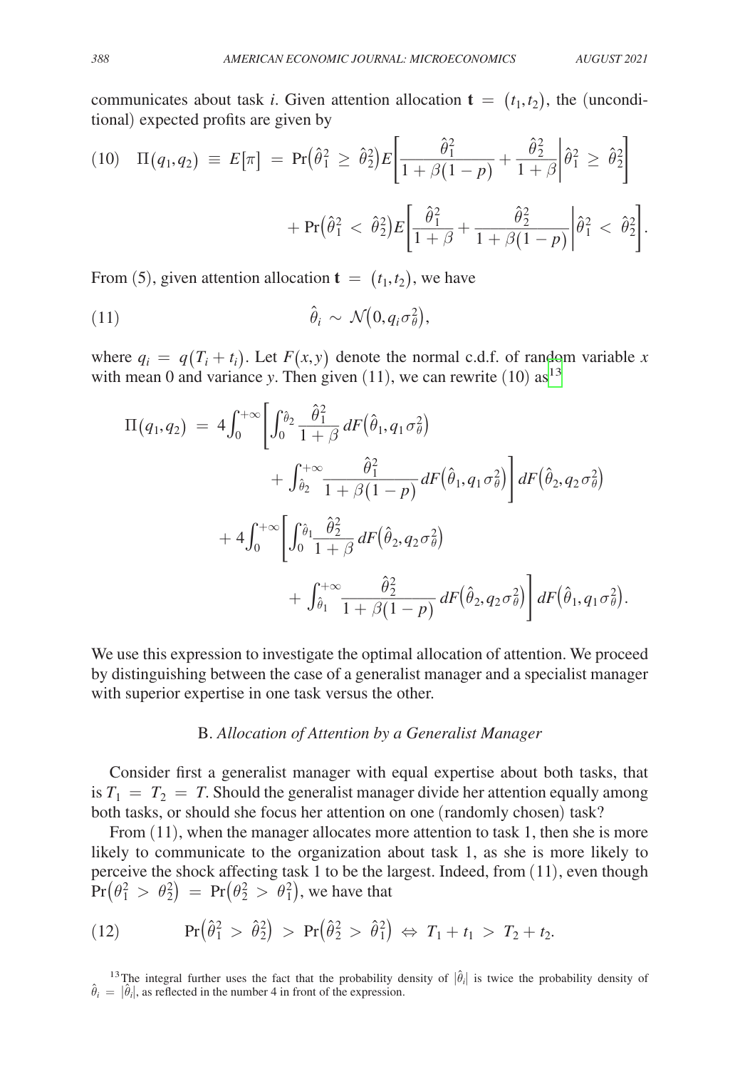communicates about task $i$. Given attention allocation $\mathbf{t} = (t_1, t_2)$, the (unconditional) expected profits are given by

$$(10) \quad \Pi(q_1, q_2) \equiv E[\pi] = \Pr(\hat{\theta}_1^2 \geq \hat{\theta}_2^2) E\left[\frac{\hat{\theta}_1^2}{1+\beta(1-p)} + \frac{\hat{\theta}_2^2}{1+\beta} \middle| \hat{\theta}_1^2 \geq \hat{\theta}_2^2\right]$$

$$+ \Pr(\hat{\theta}_1^2 < \hat{\theta}_2^2) E\left[\frac{\hat{\theta}_1^2}{1+\beta} + \frac{\hat{\theta}_2^2}{1+\beta(1-p)} \middle| \hat{\theta}_1^2 < \hat{\theta}_2^2\right].$$

From (5), given attention allocation $\mathbf{t} = (t_1, t_2)$, we have

$$(11) \qquad \hat{\theta}_i \sim \mathcal{N}(0, q_i \sigma_\theta^2),$$

where $q_i = q(T_i + t_i)$. Let $F(x, y)$ denote the normal c.d.f. of random variable $x$ with mean 0 and variance $y$. Then given (11), we can rewrite (10) as[13]

$$\Pi(q_1, q_2) = 4\int_0^{+\infty}\left[\int_0^{\hat{\theta}_2} \frac{\hat{\theta}_1^2}{1+\beta} dF(\hat{\theta}_1, q_1\sigma_\theta^2) + \int_{\hat{\theta}_2}^{+\infty} \frac{\hat{\theta}_1^2}{1+\beta(1-p)} dF(\hat{\theta}_1, q_1\sigma_\theta^2)\right] dF(\hat{\theta}_2, q_2\sigma_\theta^2)$$

$$+ 4\int_0^{+\infty}\left[\int_0^{\hat{\theta}_1} \frac{\hat{\theta}_2^2}{1+\beta} dF(\hat{\theta}_2, q_2\sigma_\theta^2) + \int_{\hat{\theta}_1}^{+\infty} \frac{\hat{\theta}_2^2}{1+\beta(1-p)} dF(\hat{\theta}_2, q_2\sigma_\theta^2)\right] dF(\hat{\theta}_1, q_1\sigma_\theta^2).$$

We use this expression to investigate the optimal allocation of attention. We proceed by distinguishing between the case of a generalist manager and a specialist manager with superior expertise in one task versus the other.

### B. *Allocation of Attention by a Generalist Manager*

Consider first a generalist manager with equal expertise about both tasks, that is $T_1 = T_2 = T$. Should the generalist manager divide her attention equally among both tasks, or should she focus her attention on one (randomly chosen) task?

From (11), when the manager allocates more attention to task 1, then she is more likely to communicate to the organization about task 1, as she is more likely to perceive the shock affecting task 1 to be the largest. Indeed, from (11), even though $\Pr(\theta_1^2 > \theta_2^2) = \Pr(\theta_2^2 > \theta_1^2)$, we have that

$$(12) \qquad \Pr(\hat{\theta}_1^2 > \hat{\theta}_2^2) > \Pr(\hat{\theta}_2^2 > \hat{\theta}_1^2) \Leftrightarrow T_1 + t_1 > T_2 + t_2.$$

[13] The integral further uses the fact that the probability density of $|\hat{\theta}_i|$ is twice the probability density of $\hat{\theta}_i = |\hat{\theta}_i|$, as reflected in the number 4 in front of the expression.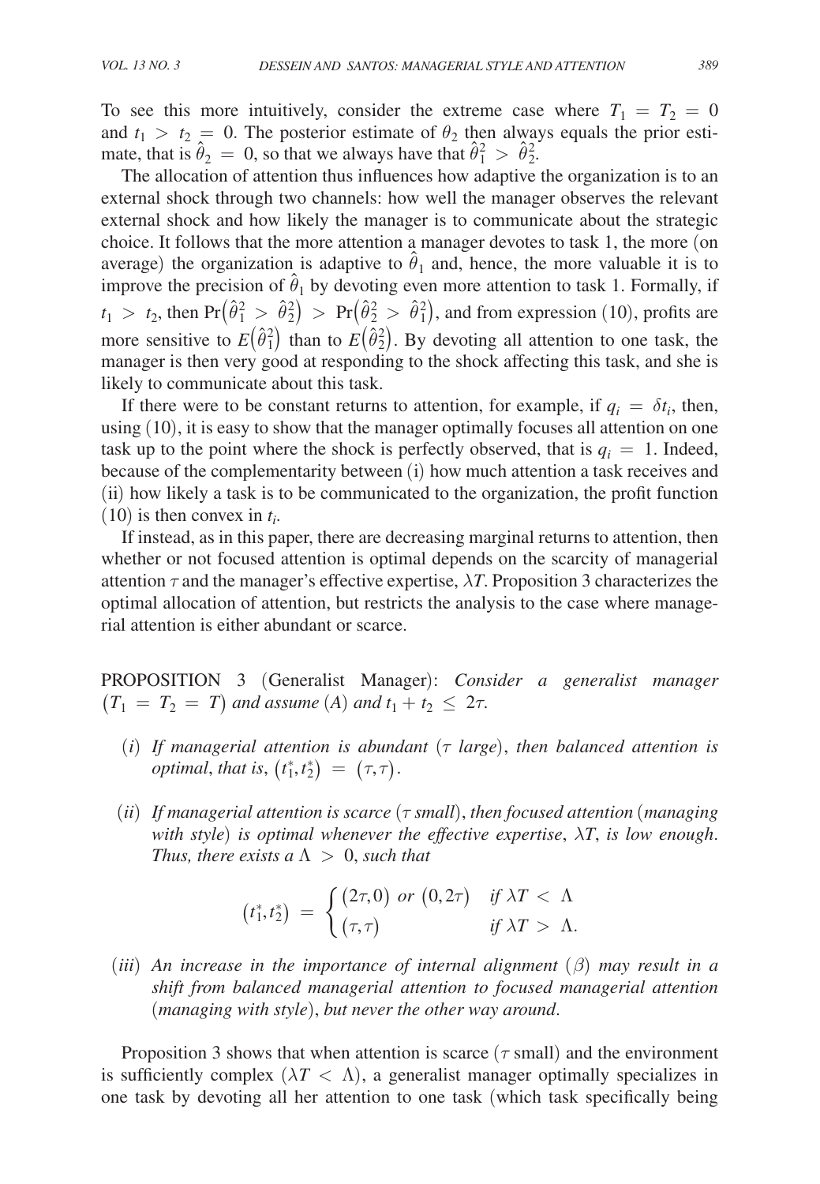To see this more intuitively, consider the extreme case where $T_1 = T_2 = 0$ and $t_1 > t_2 = 0$. The posterior estimate of $\theta_2$ then always equals the prior estimate, that is $\hat{\theta}_2 = 0$, so that we always have that $\hat{\theta}_1^2 > \hat{\theta}_2^2$.

The allocation of attention thus influences how adaptive the organization is to an external shock through two channels: how well the manager observes the relevant external shock and how likely the manager is to communicate about the strategic choice. It follows that the more attention a manager devotes to task 1, the more (on average) the organization is adaptive to $\hat{\theta}_1$ and, hence, the more valuable it is to improve the precision of $\hat{\theta}_1$ by devoting even more attention to task 1. Formally, if $t_1 > t_2$, then $\Pr(\hat{\theta}_1^2 > \hat{\theta}_2^2) > \Pr(\hat{\theta}_2^2 > \hat{\theta}_1^2)$, and from expression (10), profits are more sensitive to $E(\hat{\theta}_1^2)$ than to $E(\hat{\theta}_2^2)$. By devoting all attention to one task, the manager is then very good at responding to the shock affecting this task, and she is likely to communicate about this task.

If there were to be constant returns to attention, for example, if $q_i = \delta t_i$, then, using (10), it is easy to show that the manager optimally focuses all attention on one task up to the point where the shock is perfectly observed, that is $q_i = 1$. Indeed, because of the complementarity between (i) how much attention a task receives and (ii) how likely a task is to be communicated to the organization, the profit function (10) is then convex in $t_i$.

If instead, as in this paper, there are decreasing marginal returns to attention, then whether or not focused attention is optimal depends on the scarcity of managerial attention $\tau$ and the manager's effective expertise, $\lambda T$. Proposition 3 characterizes the optimal allocation of attention, but restricts the analysis to the case where managerial attention is either abundant or scarce.

PROPOSITION 3 (Generalist Manager): *Consider a generalist manager* $(T_1 = T_2 = T)$ *and assume* (*A*) *and* $t_1 + t_2 \leq 2\tau$.

(*i*) *If managerial attention is abundant* ($\tau$ *large*), *then balanced attention is optimal*, *that is*, $(t_1^*, t_2^*) = (\tau, \tau)$.

(*ii*) *If managerial attention is scarce* ($\tau$ *small*), *then focused attention* (*managing with style*) *is optimal whenever the effective expertise*, $\lambda T$, *is low enough. Thus, there exists a* $\Lambda > 0$, *such that*

$$(t_1^*, t_2^*) = \begin{cases} (2\tau, 0) \text{ or } (0, 2\tau) & \text{if } \lambda T < \Lambda \\ (\tau, \tau) & \text{if } \lambda T > \Lambda. \end{cases}$$

(*iii*) *An increase in the importance of internal alignment* ($\beta$) *may result in a shift from balanced managerial attention to focused managerial attention* (*managing with style*), *but never the other way around*.

Proposition 3 shows that when attention is scarce ($\tau$ small) and the environment is sufficiently complex ($\lambda T < \Lambda$), a generalist manager optimally specializes in one task by devoting all her attention to one task (which task specifically being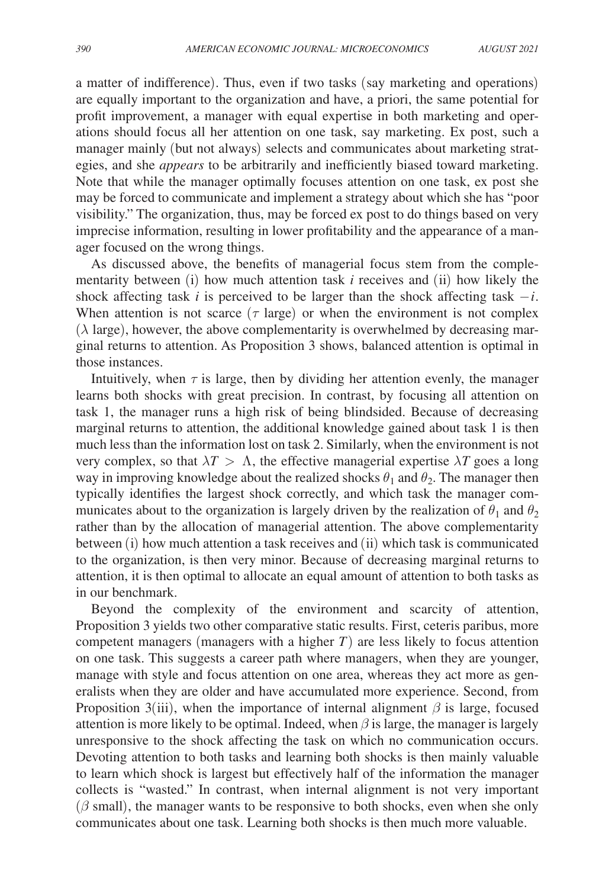a matter of indifference). Thus, even if two tasks (say marketing and operations) are equally important to the organization and have, a priori, the same potential for profit improvement, a manager with equal expertise in both marketing and operations should focus all her attention on one task, say marketing. Ex post, such a manager mainly (but not always) selects and communicates about marketing strategies, and she *appears* to be arbitrarily and inefficiently biased toward marketing. Note that while the manager optimally focuses attention on one task, ex post she may be forced to communicate and implement a strategy about which she has "poor visibility." The organization, thus, may be forced ex post to do things based on very imprecise information, resulting in lower profitability and the appearance of a manager focused on the wrong things.

As discussed above, the benefits of managerial focus stem from the complementarity between (i) how much attention task $i$ receives and (ii) how likely the shock affecting task $i$ is perceived to be larger than the shock affecting task $-i$. When attention is not scarce ($\tau$ large) or when the environment is not complex ($\lambda$ large), however, the above complementarity is overwhelmed by decreasing marginal returns to attention. As Proposition 3 shows, balanced attention is optimal in those instances.

Intuitively, when $\tau$ is large, then by dividing her attention evenly, the manager learns both shocks with great precision. In contrast, by focusing all attention on task 1, the manager runs a high risk of being blindsided. Because of decreasing marginal returns to attention, the additional knowledge gained about task 1 is then much less than the information lost on task 2. Similarly, when the environment is not very complex, so that $\lambda T > \Lambda$, the effective managerial expertise $\lambda T$ goes a long way in improving knowledge about the realized shocks $\theta_1$ and $\theta_2$. The manager then typically identifies the largest shock correctly, and which task the manager communicates about to the organization is largely driven by the realization of $\theta_1$ and $\theta_2$ rather than by the allocation of managerial attention. The above complementarity between (i) how much attention a task receives and (ii) which task is communicated to the organization, is then very minor. Because of decreasing marginal returns to attention, it is then optimal to allocate an equal amount of attention to both tasks as in our benchmark.

Beyond the complexity of the environment and scarcity of attention, Proposition 3 yields two other comparative static results. First, ceteris paribus, more competent managers (managers with a higher $T$) are less likely to focus attention on one task. This suggests a career path where managers, when they are younger, manage with style and focus attention on one area, whereas they act more as generalists when they are older and have accumulated more experience. Second, from Proposition 3(iii), when the importance of internal alignment $\beta$ is large, focused attention is more likely to be optimal. Indeed, when $\beta$ is large, the manager is largely unresponsive to the shock affecting the task on which no communication occurs. Devoting attention to both tasks and learning both shocks is then mainly valuable to learn which shock is largest but effectively half of the information the manager collects is "wasted." In contrast, when internal alignment is not very important ($\beta$ small), the manager wants to be responsive to both shocks, even when she only communicates about one task. Learning both shocks is then much more valuable.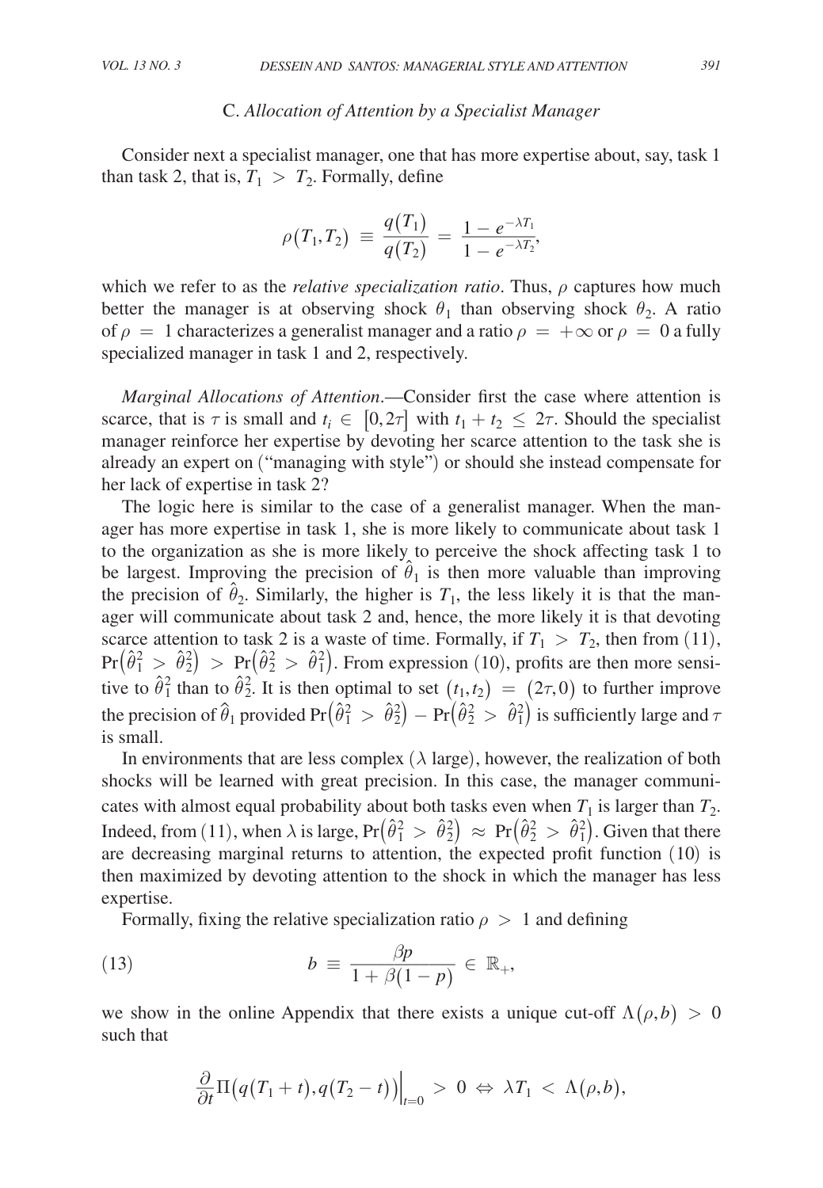### C. *Allocation of Attention by a Specialist Manager*

Consider next a specialist manager, one that has more expertise about, say, task 1 than task 2, that is, $T_1 > T_2$. Formally, define

$$\rho(T_1, T_2) \equiv \frac{q(T_1)}{q(T_2)} = \frac{1 - e^{-\lambda T_1}}{1 - e^{-\lambda T_2}},$$

which we refer to as the *relative specialization ratio*. Thus, $\rho$ captures how much better the manager is at observing shock $\theta_1$ than observing shock $\theta_2$. A ratio of $\rho = 1$ characterizes a generalist manager and a ratio $\rho = +\infty$ or $\rho = 0$ a fully specialized manager in task 1 and 2, respectively.

*Marginal Allocations of Attention*.—Consider first the case where attention is scarce, that is $\tau$ is small and $t_i \in [0, 2\tau]$ with $t_1 + t_2 \leq 2\tau$. Should the specialist manager reinforce her expertise by devoting her scarce attention to the task she is already an expert on ("managing with style") or should she instead compensate for her lack of expertise in task 2?

The logic here is similar to the case of a generalist manager. When the manager has more expertise in task 1, she is more likely to communicate about task 1 to the organization as she is more likely to perceive the shock affecting task 1 to be largest. Improving the precision of $\hat{\theta}_1$ is then more valuable than improving the precision of $\hat{\theta}_2$. Similarly, the higher is $T_1$, the less likely it is that the manager will communicate about task 2 and, hence, the more likely it is that devoting scarce attention to task 2 is a waste of time. Formally, if $T_1 > T_2$, then from (11), $\Pr(\hat{\theta}_1^2 > \hat{\theta}_2^2) > \Pr(\hat{\theta}_2^2 > \hat{\theta}_1^2)$. From expression (10), profits are then more sensitive to $\hat{\theta}_1^2$ than to $\hat{\theta}_2^2$. It is then optimal to set $(t_1, t_2) = (2\tau, 0)$ to further improve the precision of $\hat{\theta}_1$ provided $\Pr(\hat{\theta}_1^2 > \hat{\theta}_2^2) - \Pr(\hat{\theta}_2^2 > \hat{\theta}_1^2)$ is sufficiently large and $\tau$ is small.

In environments that are less complex ($\lambda$ large), however, the realization of both shocks will be learned with great precision. In this case, the manager communicates with almost equal probability about both tasks even when $T_1$ is larger than $T_2$. Indeed, from (11), when $\lambda$ is large, $\Pr(\hat{\theta}_1^2 > \hat{\theta}_2^2) \approx \Pr(\hat{\theta}_2^2 > \hat{\theta}_1^2)$. Given that there are decreasing marginal returns to attention, the expected profit function (10) is then maximized by devoting attention to the shock in which the manager has less expertise.

Formally, fixing the relative specialization ratio $\rho > 1$ and defining

$$b \equiv \frac{\beta p}{1 + \beta(1 - p)} \in \mathbb{R}_+, \tag{13}$$

we show in the online Appendix that there exists a unique cut-off $\Lambda(\rho, b) > 0$ such that

$$\frac{\partial}{\partial t} \Pi\big(q(T_1 + t), q(T_2 - t)\big)\Big|_{t=0} > 0 \Leftrightarrow \lambda T_1 < \Lambda(\rho, b),$$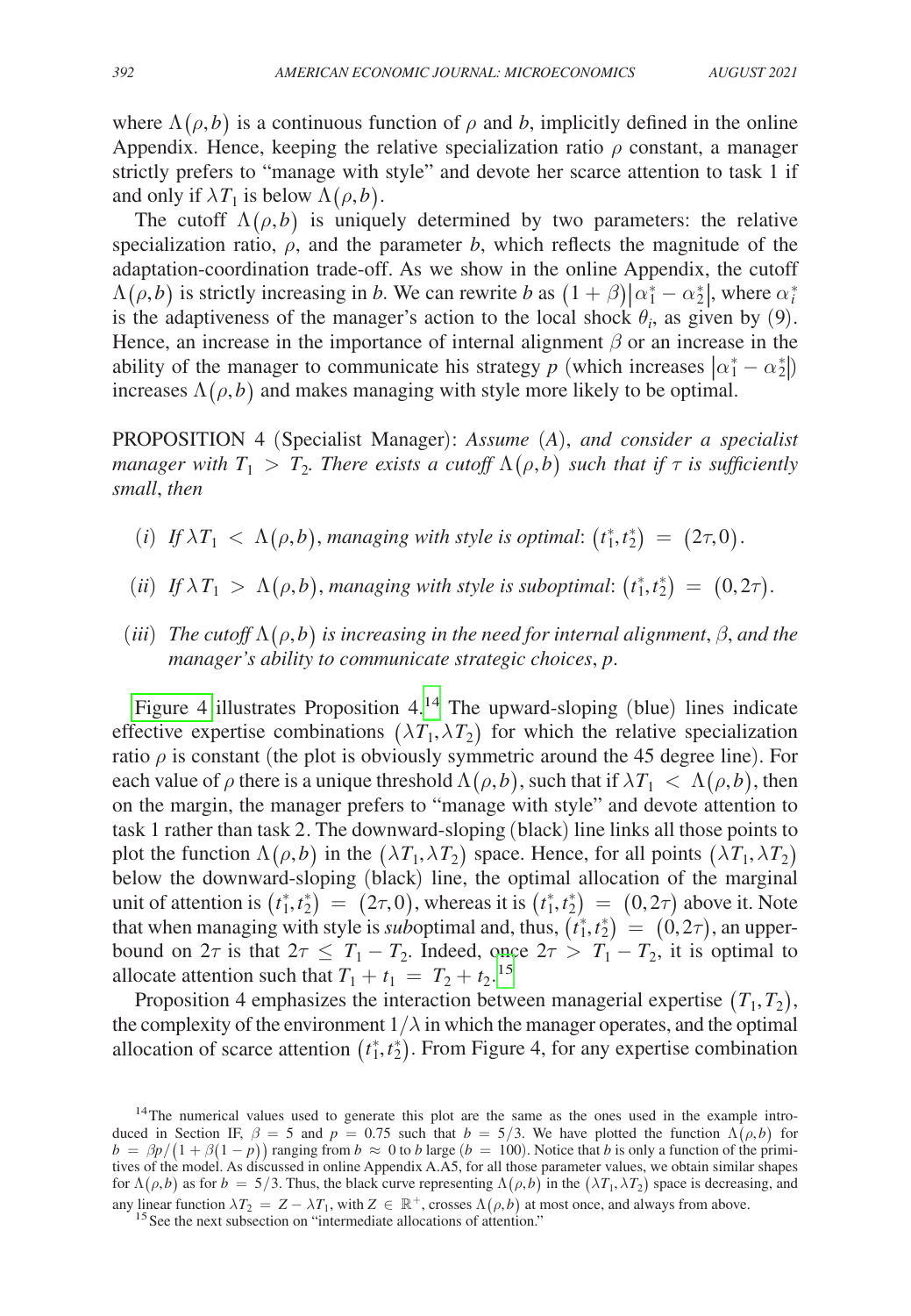where $\Lambda(\rho, b)$ is a continuous function of $\rho$ and $b$, implicitly defined in the online Appendix. Hence, keeping the relative specialization ratio $\rho$ constant, a manager strictly prefers to "manage with style" and devote her scarce attention to task 1 if and only if $\lambda T_1$ is below $\Lambda(\rho, b)$.

The cutoff $\Lambda(\rho, b)$ is uniquely determined by two parameters: the relative specialization ratio, $\rho$, and the parameter $b$, which reflects the magnitude of the adaptation-coordination trade-off. As we show in the online Appendix, the cutoff $\Lambda(\rho, b)$ is strictly increasing in $b$. We can rewrite $b$ as $(1+\beta)|\alpha_1^* - \alpha_2^*|$, where $\alpha_i^*$ is the adaptiveness of the manager's action to the local shock $\theta_i$, as given by (9). Hence, an increase in the importance of internal alignment $\beta$ or an increase in the ability of the manager to communicate his strategy $p$ (which increases $|\alpha_1^* - \alpha_2^*|$) increases $\Lambda(\rho, b)$ and makes managing with style more likely to be optimal.

PROPOSITION 4 (Specialist Manager): *Assume (A), and consider a specialist manager with $T_1 > T_2$. There exists a cutoff $\Lambda(\rho, b)$ such that if $\tau$ is sufficiently small, then*

(*i*) *If $\lambda T_1 < \Lambda(\rho, b)$, managing with style is optimal: $(t_1^*, t_2^*) = (2\tau, 0)$.*

(*ii*) *If $\lambda T_1 > \Lambda(\rho, b)$, managing with style is suboptimal: $(t_1^*, t_2^*) = (0, 2\tau)$.*

(*iii*) *The cutoff $\Lambda(\rho, b)$ is increasing in the need for internal alignment, $\beta$, and the manager's ability to communicate strategic choices, $p$.*

Figure 4 illustrates Proposition 4.[14] The upward-sloping (blue) lines indicate effective expertise combinations $(\lambda T_1, \lambda T_2)$ for which the relative specialization ratio $\rho$ is constant (the plot is obviously symmetric around the 45 degree line). For each value of $\rho$ there is a unique threshold $\Lambda(\rho, b)$, such that if $\lambda T_1 < \Lambda(\rho, b)$, then on the margin, the manager prefers to "manage with style" and devote attention to task 1 rather than task 2. The downward-sloping (black) line links all those points to plot the function $\Lambda(\rho, b)$ in the $(\lambda T_1, \lambda T_2)$ space. Hence, for all points $(\lambda T_1, \lambda T_2)$ below the downward-sloping (black) line, the optimal allocation of the marginal unit of attention is $(t_1^*, t_2^*) = (2\tau, 0)$, whereas it is $(t_1^*, t_2^*) = (0, 2\tau)$ above it. Note that when managing with style is *sub*optimal and, thus, $(t_1^*, t_2^*) = (0, 2\tau)$, an upper-bound on $2\tau$ is that $2\tau \leq T_1 - T_2$. Indeed, once $2\tau > T_1 - T_2$, it is optimal to allocate attention such that $T_1 + t_1 = T_2 + t_2$.[15]

Proposition 4 emphasizes the interaction between managerial expertise $(T_1, T_2)$, the complexity of the environment $1/\lambda$ in which the manager operates, and the optimal allocation of scarce attention $(t_1^*, t_2^*)$. From Figure 4, for any expertise combination

[14] The numerical values used to generate this plot are the same as the ones used in the example introduced in Section IF, $\beta = 5$ and $p = 0.75$ such that $b = 5/3$. We have plotted the function $\Lambda(\rho, b)$ for $b = \beta p / (1 + \beta(1-p))$ ranging from $b \approx 0$ to $b$ large ($b = 100$). Notice that $b$ is only a function of the primitives of the model. As discussed in online Appendix A.A5, for all those parameter values, we obtain similar shapes for $\Lambda(\rho, b)$ as for $b = 5/3$. Thus, the black curve representing $\Lambda(\rho, b)$ in the $(\lambda T_1, \lambda T_2)$ space is decreasing, and any linear function $\lambda T_2 = Z - \lambda T_1$, with $Z \in \mathbb{R}^+$, crosses $\Lambda(\rho, b)$ at most once, and always from above.

[15] See the next subsection on "intermediate allocations of attention."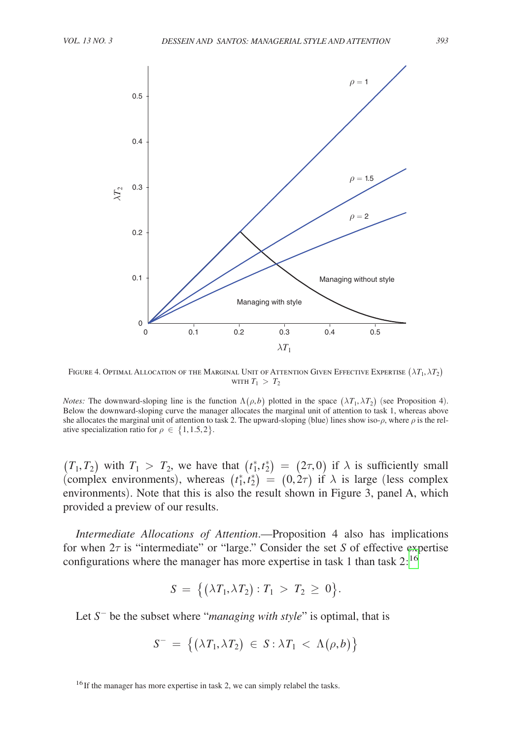FIGURE 4. OPTIMAL ALLOCATION OF THE MARGINAL UNIT OF ATTENTION GIVEN EFFECTIVE EXPERTISE $(\lambda T_1, \lambda T_2)$ WITH $T_1 > T_2$

*Notes:* The downward-sloping line is the function $\Lambda(\rho, b)$ plotted in the space $(\lambda T_1, \lambda T_2)$ (see Proposition 4). Below the downward-sloping curve the manager allocates the marginal unit of attention to task 1, whereas above she allocates the marginal unit of attention to task 2. The upward-sloping (blue) lines show iso-$\rho$, where $\rho$ is the relative specialization ratio for $\rho \in \{1, 1.5, 2\}$.

$(T_1, T_2)$ with $T_1 > T_2$, we have that $(t_1^*, t_2^*) = (2\tau, 0)$ if $\lambda$ is sufficiently small (complex environments), whereas $(t_1^*, t_2^*) = (0, 2\tau)$ if $\lambda$ is large (less complex environments). Note that this is also the result shown in Figure 3, panel A, which provided a preview of our results.

*Intermediate Allocations of Attention*.—Proposition 4 also has implications for when $2\tau$ is "intermediate" or "large." Consider the set $S$ of effective expertise configurations where the manager has more expertise in task 1 than task 2:[16]

$$S = \{(\lambda T_1, \lambda T_2) : T_1 > T_2 \geq 0\}.$$

Let $S^-$ be the subset where "*managing with style*" is optimal, that is

$$S^- = \{(\lambda T_1, \lambda T_2) \in S : \lambda T_1 < \Lambda(\rho, b)\}$$

[16] If the manager has more expertise in task 2, we can simply relabel the tasks.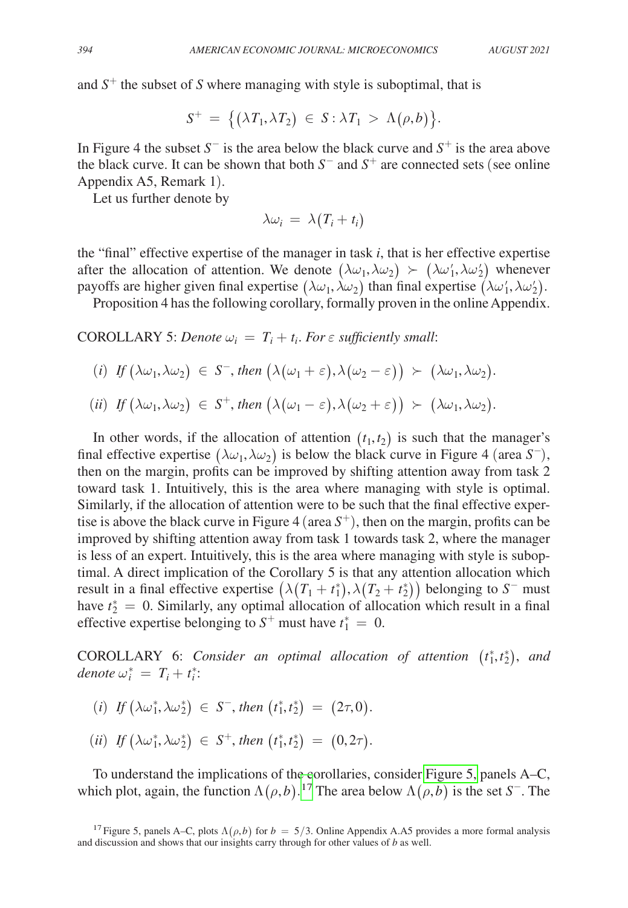and $S^+$ the subset of $S$ where managing with style is suboptimal, that is

$$S^+ = \{(\lambda T_1, \lambda T_2) \in S : \lambda T_1 > \Lambda(\rho, b)\}.$$

In Figure 4 the subset $S^-$ is the area below the black curve and $S^+$ is the area above the black curve. It can be shown that both $S^-$ and $S^+$ are connected sets (see online Appendix A5, Remark 1).

Let us further denote by

$$\lambda\omega_i = \lambda(T_i + t_i)$$

the "final" effective expertise of the manager in task $i$, that is her effective expertise after the allocation of attention. We denote $(\lambda\omega_1, \lambda\omega_2) \succ (\lambda\omega_1', \lambda\omega_2')$ whenever payoffs are higher given final expertise $(\lambda\omega_1, \lambda\omega_2)$ than final expertise $(\lambda\omega_1', \lambda\omega_2')$.

Proposition 4 has the following corollary, formally proven in the online Appendix.

COROLLARY 5: *Denote* $\omega_i = T_i + t_i$. *For* $\varepsilon$ *sufficiently small*:

($i$) *If* $(\lambda\omega_1, \lambda\omega_2) \in S^-$, *then* $(\lambda(\omega_1 + \varepsilon), \lambda(\omega_2 - \varepsilon)) \succ (\lambda\omega_1, \lambda\omega_2)$.

($ii$) *If* $(\lambda\omega_1, \lambda\omega_2) \in S^+$, *then* $(\lambda(\omega_1 - \varepsilon), \lambda(\omega_2 + \varepsilon)) \succ (\lambda\omega_1, \lambda\omega_2)$.

In other words, if the allocation of attention $(t_1, t_2)$ is such that the manager's final effective expertise $(\lambda\omega_1, \lambda\omega_2)$ is below the black curve in Figure 4 (area $S^-$), then on the margin, profits can be improved by shifting attention away from task 2 toward task 1. Intuitively, this is the area where managing with style is optimal. Similarly, if the allocation of attention were to be such that the final effective expertise is above the black curve in Figure 4 (area $S^+$), then on the margin, profits can be improved by shifting attention away from task 1 towards task 2, where the manager is less of an expert. Intuitively, this is the area where managing with style is suboptimal. A direct implication of the Corollary 5 is that any attention allocation which result in a final effective expertise $(\lambda(T_1 + t_1^*), \lambda(T_2 + t_2^*))$ belonging to $S^-$ must have $t_2^* = 0$. Similarly, any optimal allocation of allocation which result in a final effective expertise belonging to $S^+$ must have $t_1^* = 0$.

COROLLARY 6: *Consider an optimal allocation of attention* $(t_1^*, t_2^*)$, *and denote* $\omega_i^* = T_i + t_i^*$:

($i$) *If* $(\lambda\omega_1^*, \lambda\omega_2^*) \in S^-$, *then* $(t_1^*, t_2^*) = (2\tau, 0)$.

($ii$) *If* $(\lambda\omega_1^*, \lambda\omega_2^*) \in S^+$, *then* $(t_1^*, t_2^*) = (0, 2\tau)$.

To understand the implications of the corollaries, consider Figure 5, panels A–C, which plot, again, the function $\Lambda(\rho, b)$.[17] The area below $\Lambda(\rho, b)$ is the set $S^-$. The

[17] Figure 5, panels A–C, plots $\Lambda(\rho, b)$ for $b = 5/3$. Online Appendix A.A5 provides a more formal analysis and discussion and shows that our insights carry through for other values of $b$ as well.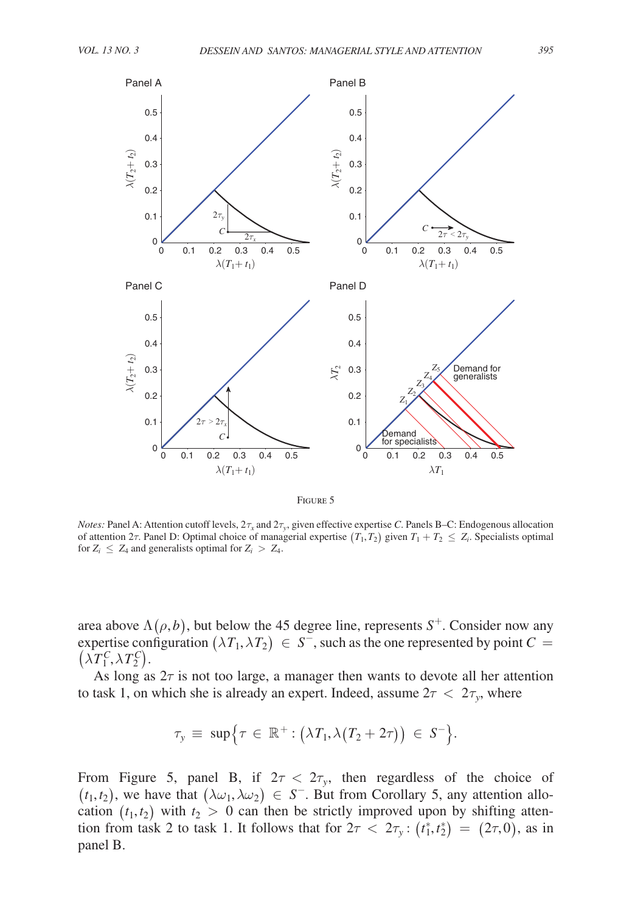Figure 5

*Notes:* Panel A: Attention cutoff levels, $2\tau_x$ and $2\tau_y$, given effective expertise $C$. Panels B–C: Endogenous allocation of attention $2\tau$. Panel D: Optimal choice of managerial expertise $(T_1, T_2)$ given $T_1 + T_2 \leq Z_i$. Specialists optimal for $Z_i \leq Z_4$ and generalists optimal for $Z_i > Z_4$.

area above $\Lambda(\rho, b)$, but below the 45 degree line, represents $S^+$. Consider now any expertise configuration $(\lambda T_1, \lambda T_2) \in S^-$, such as the one represented by point $C = (\lambda T_1^C, \lambda T_2^C)$.

As long as $2\tau$ is not too large, a manager then wants to devote all her attention to task 1, on which she is already an expert. Indeed, assume $2\tau < 2\tau_y$, where

$$\tau_y \equiv \sup\left\{\tau \in \mathbb{R}^+ : \left(\lambda T_1, \lambda\left(T_2 + 2\tau\right)\right) \in S^-\right\}.$$

From Figure 5, panel B, if $2\tau < 2\tau_y$, then regardless of the choice of $(t_1, t_2)$, we have that $(\lambda\omega_1, \lambda\omega_2) \in S^-$. But from Corollary 5, any attention allocation $(t_1, t_2)$ with $t_2 > 0$ can then be strictly improved upon by shifting attention from task 2 to task 1. It follows that for $2\tau < 2\tau_y$: $(t_1^*, t_2^*) = (2\tau, 0)$, as in panel B.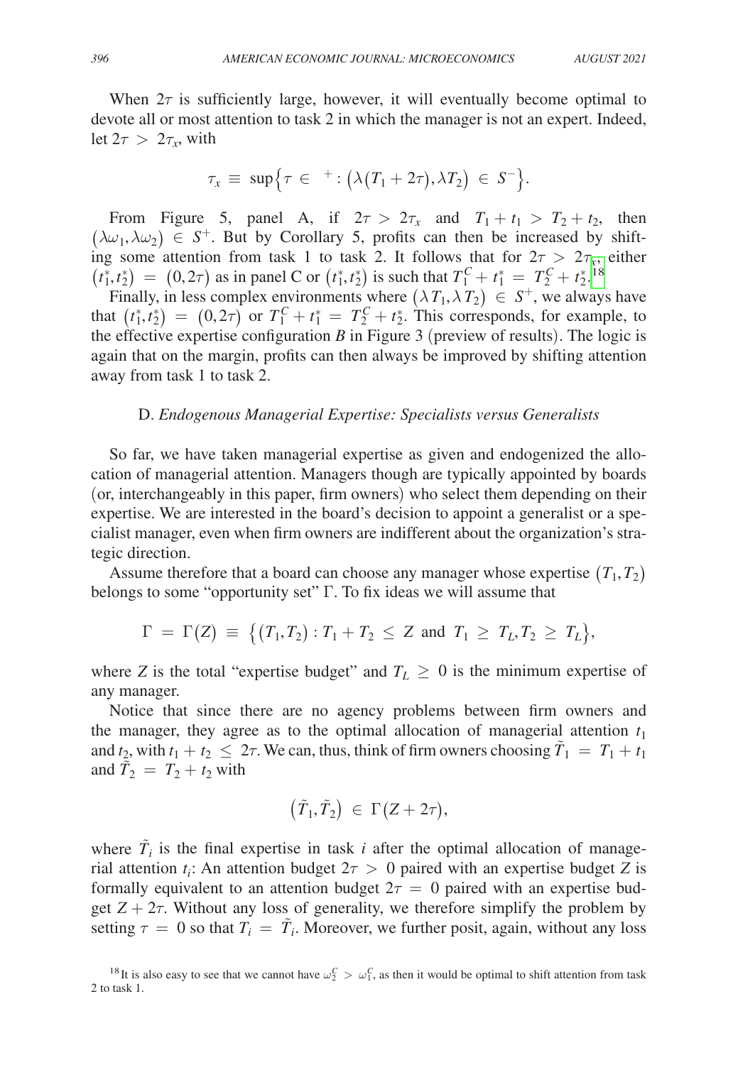When $2\tau$ is sufficiently large, however, it will eventually become optimal to devote all or most attention to task 2 in which the manager is not an expert. Indeed, let $2\tau > 2\tau_x$, with

$$\tau_x \equiv \sup\left\{\tau \in {}^+ : \left(\lambda(T_1 + 2\tau), \lambda T_2\right) \in S^-\right\}.$$

From Figure 5, panel A, if $2\tau > 2\tau_x$ and $T_1 + t_1 > T_2 + t_2$, then $(\lambda\omega_1, \lambda\omega_2) \in S^+$. But by Corollary 5, profits can then be increased by shifting some attention from task 1 to task 2. It follows that for $2\tau > 2\tau_x$, either $(t_1^*, t_2^*) = (0, 2\tau)$ as in panel C or $(t_1^*, t_2^*)$ is such that $T_1^C + t_1^* = T_2^C + t_2^*$.[18]

Finally, in less complex environments where $(\lambda T_1, \lambda T_2) \in S^+$, we always have that $(t_1^*, t_2^*) = (0, 2\tau)$ or $T_1^C + t_1^* = T_2^C + t_2^*$. This corresponds, for example, to the effective expertise configuration *B* in Figure 3 (preview of results). The logic is again that on the margin, profits can then always be improved by shifting attention away from task 1 to task 2.

### D. *Endogenous Managerial Expertise: Specialists versus Generalists*

So far, we have taken managerial expertise as given and endogenized the allocation of managerial attention. Managers though are typically appointed by boards (or, interchangeably in this paper, firm owners) who select them depending on their expertise. We are interested in the board's decision to appoint a generalist or a specialist manager, even when firm owners are indifferent about the organization's strategic direction.

Assume therefore that a board can choose any manager whose expertise $(T_1, T_2)$ belongs to some "opportunity set" $\Gamma$. To fix ideas we will assume that

$$\Gamma = \Gamma(Z) \equiv \left\{(T_1, T_2) : T_1 + T_2 \leq Z \text{ and } T_1 \geq T_L, T_2 \geq T_L\right\},$$

where $Z$ is the total "expertise budget" and $T_L \geq 0$ is the minimum expertise of any manager.

Notice that since there are no agency problems between firm owners and the manager, they agree as to the optimal allocation of managerial attention $t_1$ and $t_2$, with $t_1 + t_2 \leq 2\tau$. We can, thus, think of firm owners choosing $\tilde{T}_1 = T_1 + t_1$ and $\tilde{T}_2 = T_2 + t_2$ with

$$\left(\tilde{T}_1, \tilde{T}_2\right) \in \Gamma(Z + 2\tau),$$

where $\tilde{T}_i$ is the final expertise in task $i$ after the optimal allocation of managerial attention $t_i$: An attention budget $2\tau > 0$ paired with an expertise budget $Z$ is formally equivalent to an attention budget $2\tau = 0$ paired with an expertise budget $Z + 2\tau$. Without any loss of generality, we therefore simplify the problem by setting $\tau = 0$ so that $T_i = \tilde{T}_i$. Moreover, we further posit, again, without any loss

[18] It is also easy to see that we cannot have $\omega_2^C > \omega_1^C$, as then it would be optimal to shift attention from task 2 to task 1.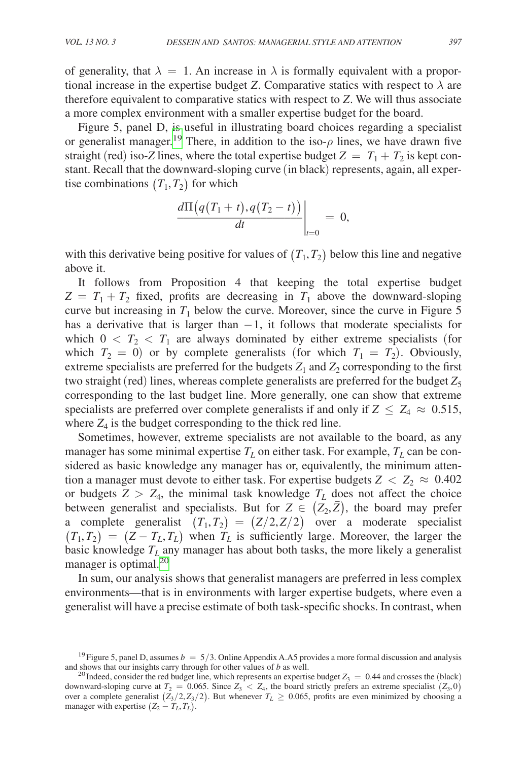of generality, that $\lambda = 1$. An increase in $\lambda$ is formally equivalent with a proportional increase in the expertise budget $Z$. Comparative statics with respect to $\lambda$ are therefore equivalent to comparative statics with respect to $Z$. We will thus associate a more complex environment with a smaller expertise budget for the board.

Figure 5, panel D, is useful in illustrating board choices regarding a specialist or generalist manager.[19] There, in addition to the iso-$\rho$ lines, we have drawn five straight (red) iso-$Z$ lines, where the total expertise budget $Z = T_1 + T_2$ is kept constant. Recall that the downward-sloping curve (in black) represents, again, all expertise combinations $(T_1, T_2)$ for which

$$\left. \frac{d\Pi\big(q(T_1 + t), q(T_2 - t)\big)}{dt} \right|_{t=0} = 0,$$

with this derivative being positive for values of $(T_1, T_2)$ below this line and negative above it.

It follows from Proposition 4 that keeping the total expertise budget $Z = T_1 + T_2$ fixed, profits are decreasing in $T_1$ above the downward-sloping curve but increasing in $T_1$ below the curve. Moreover, since the curve in Figure 5 has a derivative that is larger than $-1$, it follows that moderate specialists for which $0 < T_2 < T_1$ are always dominated by either extreme specialists (for which $T_2 = 0$) or by complete generalists (for which $T_1 = T_2$). Obviously, extreme specialists are preferred for the budgets $Z_1$ and $Z_2$ corresponding to the first two straight (red) lines, whereas complete generalists are preferred for the budget $Z_5$ corresponding to the last budget line. More generally, one can show that extreme specialists are preferred over complete generalists if and only if $Z \leq Z_4 \approx 0.515$, where $Z_4$ is the budget corresponding to the thick red line.

Sometimes, however, extreme specialists are not available to the board, as any manager has some minimal expertise $T_L$ on either task. For example, $T_L$ can be considered as basic knowledge any manager has or, equivalently, the minimum attention a manager must devote to either task. For expertise budgets $Z < Z_2 \approx 0.402$ or budgets $Z > Z_4$, the minimal task knowledge $T_L$ does not affect the choice between generalist and specialists. But for $Z \in (Z_2, \bar{Z})$, the board may prefer a complete generalist $(T_1, T_2) = (Z/2, Z/2)$ over a moderate specialist $(T_1, T_2) = (Z - T_L, T_L)$ when $T_L$ is sufficiently large. Moreover, the larger the basic knowledge $T_L$ any manager has about both tasks, the more likely a generalist manager is optimal.[20]

In sum, our analysis shows that generalist managers are preferred in less complex environments—that is in environments with larger expertise budgets, where even a generalist will have a precise estimate of both task-specific shocks. In contrast, when

[19] Figure 5, panel D, assumes $b = 5/3$. Online Appendix A.A5 provides a more formal discussion and analysis and shows that our insights carry through for other values of $b$ as well.

[20] Indeed, consider the red budget line, which represents an expertise budget $Z_3 = 0.44$ and crosses the (black) downward-sloping curve at $T_2 = 0.065$. Since $Z_3 < Z_4$, the board strictly prefers an extreme specialist $(Z_3, 0)$ over a complete generalist $(Z_3/2, Z_3/2)$. But whenever $T_L \geq 0.065$, profits are even minimized by choosing a manager with expertise $(Z_2 - T_L, T_L)$.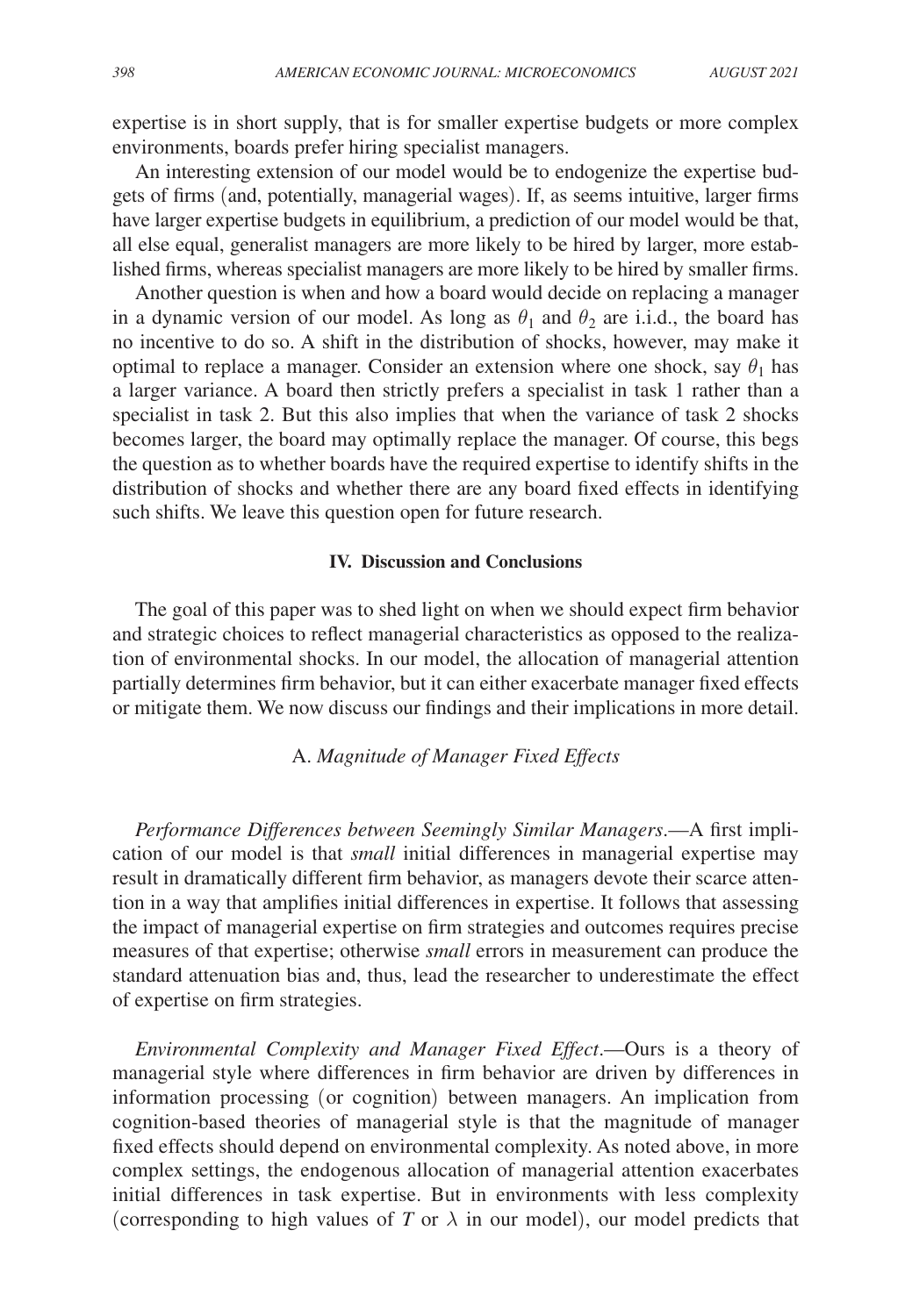expertise is in short supply, that is for smaller expertise budgets or more complex environments, boards prefer hiring specialist managers.

An interesting extension of our model would be to endogenize the expertise budgets of firms (and, potentially, managerial wages). If, as seems intuitive, larger firms have larger expertise budgets in equilibrium, a prediction of our model would be that, all else equal, generalist managers are more likely to be hired by larger, more established firms, whereas specialist managers are more likely to be hired by smaller firms.

Another question is when and how a board would decide on replacing a manager in a dynamic version of our model. As long as $\theta_1$ and $\theta_2$ are i.i.d., the board has no incentive to do so. A shift in the distribution of shocks, however, may make it optimal to replace a manager. Consider an extension where one shock, say $\theta_1$ has a larger variance. A board then strictly prefers a specialist in task 1 rather than a specialist in task 2. But this also implies that when the variance of task 2 shocks becomes larger, the board may optimally replace the manager. Of course, this begs the question as to whether boards have the required expertise to identify shifts in the distribution of shocks and whether there are any board fixed effects in identifying such shifts. We leave this question open for future research.

## IV. Discussion and Conclusions

The goal of this paper was to shed light on when we should expect firm behavior and strategic choices to reflect managerial characteristics as opposed to the realization of environmental shocks. In our model, the allocation of managerial attention partially determines firm behavior, but it can either exacerbate manager fixed effects or mitigate them. We now discuss our findings and their implications in more detail.

### A. *Magnitude of Manager Fixed Effects*

*Performance Differences between Seemingly Similar Managers*.—A first implication of our model is that *small* initial differences in managerial expertise may result in dramatically different firm behavior, as managers devote their scarce attention in a way that amplifies initial differences in expertise. It follows that assessing the impact of managerial expertise on firm strategies and outcomes requires precise measures of that expertise; otherwise *small* errors in measurement can produce the standard attenuation bias and, thus, lead the researcher to underestimate the effect of expertise on firm strategies.

*Environmental Complexity and Manager Fixed Effect*.—Ours is a theory of managerial style where differences in firm behavior are driven by differences in information processing (or cognition) between managers. An implication from cognition-based theories of managerial style is that the magnitude of manager fixed effects should depend on environmental complexity. As noted above, in more complex settings, the endogenous allocation of managerial attention exacerbates initial differences in task expertise. But in environments with less complexity (corresponding to high values of $T$ or $\lambda$ in our model), our model predicts that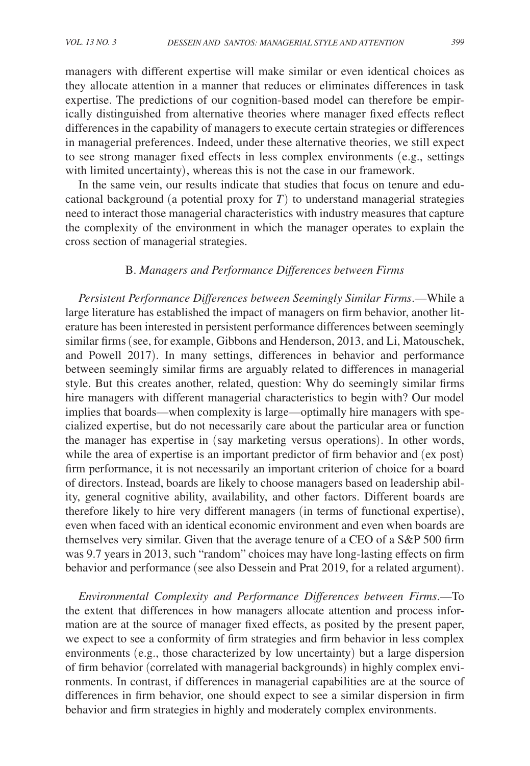managers with different expertise will make similar or even identical choices as they allocate attention in a manner that reduces or eliminates differences in task expertise. The predictions of our cognition-based model can therefore be empirically distinguished from alternative theories where manager fixed effects reflect differences in the capability of managers to execute certain strategies or differences in managerial preferences. Indeed, under these alternative theories, we still expect to see strong manager fixed effects in less complex environments (e.g., settings with limited uncertainty), whereas this is not the case in our framework.

In the same vein, our results indicate that studies that focus on tenure and educational background (a potential proxy for $T$) to understand managerial strategies need to interact those managerial characteristics with industry measures that capture the complexity of the environment in which the manager operates to explain the cross section of managerial strategies.

### B. *Managers and Performance Differences between Firms*

*Persistent Performance Differences between Seemingly Similar Firms*.—While a large literature has established the impact of managers on firm behavior, another literature has been interested in persistent performance differences between seemingly similar firms (see, for example, Gibbons and Henderson, 2013, and Li, Matouschek, and Powell 2017). In many settings, differences in behavior and performance between seemingly similar firms are arguably related to differences in managerial style. But this creates another, related, question: Why do seemingly similar firms hire managers with different managerial characteristics to begin with? Our model implies that boards—when complexity is large—optimally hire managers with specialized expertise, but do not necessarily care about the particular area or function the manager has expertise in (say marketing versus operations). In other words, while the area of expertise is an important predictor of firm behavior and (ex post) firm performance, it is not necessarily an important criterion of choice for a board of directors. Instead, boards are likely to choose managers based on leadership ability, general cognitive ability, availability, and other factors. Different boards are therefore likely to hire very different managers (in terms of functional expertise), even when faced with an identical economic environment and even when boards are themselves very similar. Given that the average tenure of a CEO of a S&P 500 firm was 9.7 years in 2013, such "random" choices may have long-lasting effects on firm behavior and performance (see also Dessein and Prat 2019, for a related argument).

*Environmental Complexity and Performance Differences between Firms*.—To the extent that differences in how managers allocate attention and process information are at the source of manager fixed effects, as posited by the present paper, we expect to see a conformity of firm strategies and firm behavior in less complex environments (e.g., those characterized by low uncertainty) but a large dispersion of firm behavior (correlated with managerial backgrounds) in highly complex environments. In contrast, if differences in managerial capabilities are at the source of differences in firm behavior, one should expect to see a similar dispersion in firm behavior and firm strategies in highly and moderately complex environments.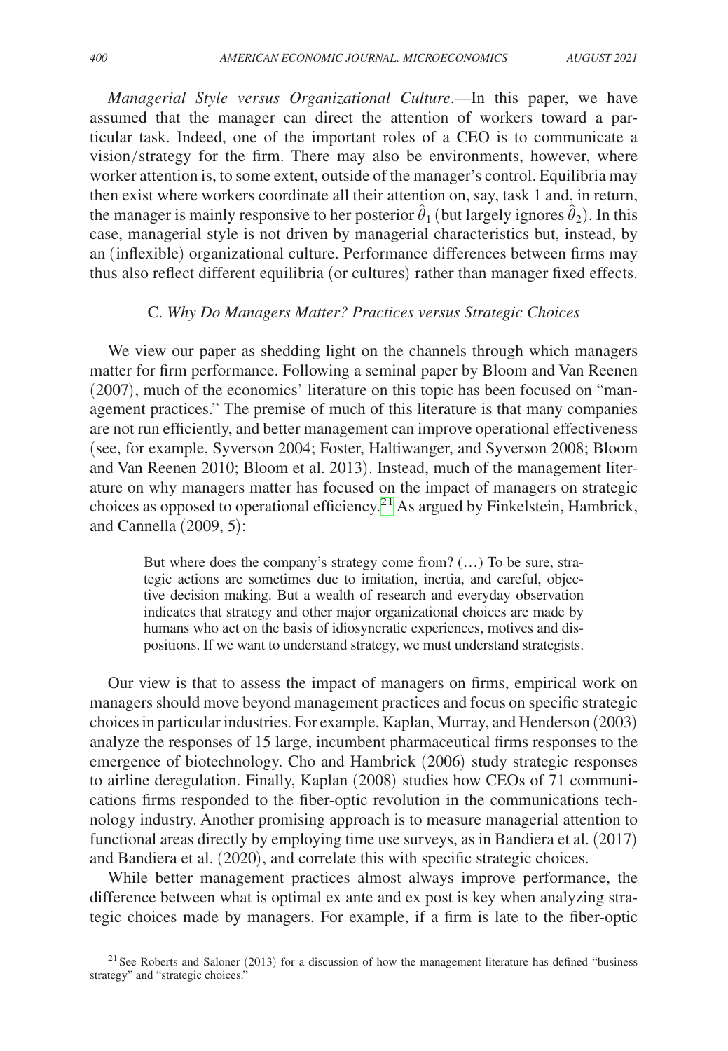*Managerial Style versus Organizational Culture*.—In this paper, we have assumed that the manager can direct the attention of workers toward a particular task. Indeed, one of the important roles of a CEO is to communicate a vision/strategy for the firm. There may also be environments, however, where worker attention is, to some extent, outside of the manager's control. Equilibria may then exist where workers coordinate all their attention on, say, task 1 and, in return, the manager is mainly responsive to her posterior $\hat{\theta}_1$ (but largely ignores $\hat{\theta}_2$). In this case, managerial style is not driven by managerial characteristics but, instead, by an (inflexible) organizational culture. Performance differences between firms may thus also reflect different equilibria (or cultures) rather than manager fixed effects.

### C. *Why Do Managers Matter? Practices versus Strategic Choices*

We view our paper as shedding light on the channels through which managers matter for firm performance. Following a seminal paper by Bloom and Van Reenen (2007), much of the economics' literature on this topic has been focused on "management practices." The premise of much of this literature is that many companies are not run efficiently, and better management can improve operational effectiveness (see, for example, Syverson 2004; Foster, Haltiwanger, and Syverson 2008; Bloom and Van Reenen 2010; Bloom et al. 2013). Instead, much of the management literature on why managers matter has focused on the impact of managers on strategic choices as opposed to operational efficiency.[21] As argued by Finkelstein, Hambrick, and Cannella (2009, 5):

> But where does the company's strategy come from? (…) To be sure, strategic actions are sometimes due to imitation, inertia, and careful, objective decision making. But a wealth of research and everyday observation indicates that strategy and other major organizational choices are made by humans who act on the basis of idiosyncratic experiences, motives and dispositions. If we want to understand strategy, we must understand strategists.

Our view is that to assess the impact of managers on firms, empirical work on managers should move beyond management practices and focus on specific strategic choices in particular industries. For example, Kaplan, Murray, and Henderson (2003) analyze the responses of 15 large, incumbent pharmaceutical firms responses to the emergence of biotechnology. Cho and Hambrick (2006) study strategic responses to airline deregulation. Finally, Kaplan (2008) studies how CEOs of 71 communications firms responded to the fiber-optic revolution in the communications technology industry. Another promising approach is to measure managerial attention to functional areas directly by employing time use surveys, as in Bandiera et al. (2017) and Bandiera et al. (2020), and correlate this with specific strategic choices.

While better management practices almost always improve performance, the difference between what is optimal ex ante and ex post is key when analyzing strategic choices made by managers. For example, if a firm is late to the fiber-optic

[21] See Roberts and Saloner (2013) for a discussion of how the management literature has defined "business strategy" and "strategic choices."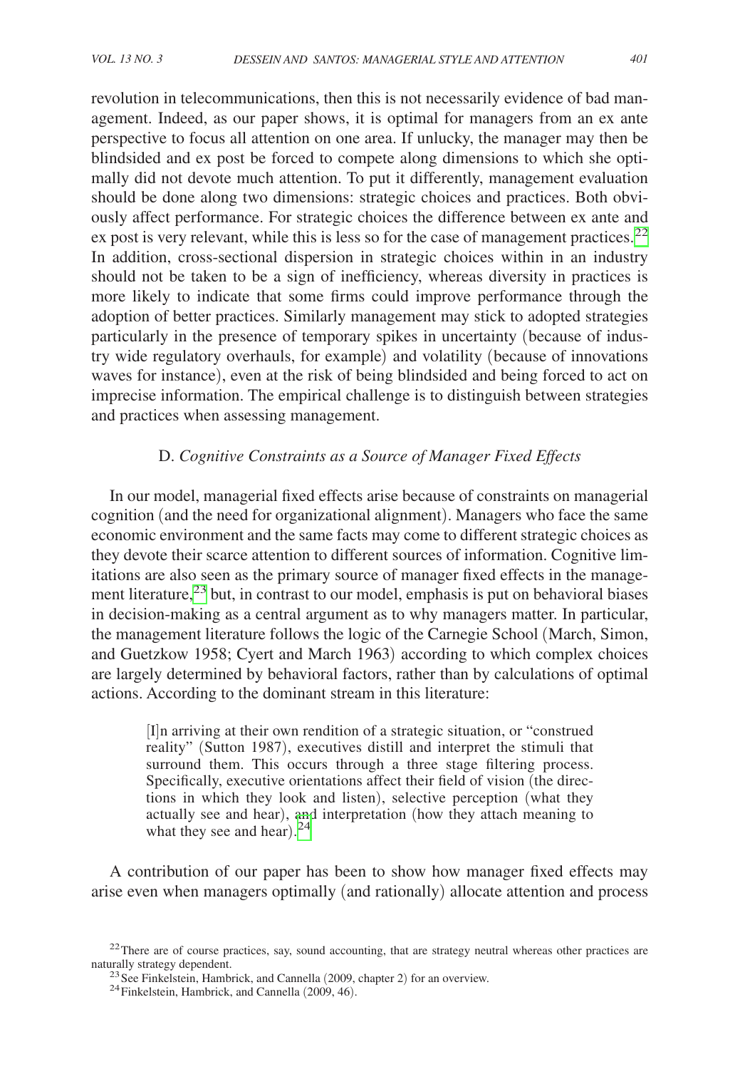revolution in telecommunications, then this is not necessarily evidence of bad management. Indeed, as our paper shows, it is optimal for managers from an ex ante perspective to focus all attention on one area. If unlucky, the manager may then be blindsided and ex post be forced to compete along dimensions to which she optimally did not devote much attention. To put it differently, management evaluation should be done along two dimensions: strategic choices and practices. Both obviously affect performance. For strategic choices the difference between ex ante and ex post is very relevant, while this is less so for the case of management practices.[22] In addition, cross-sectional dispersion in strategic choices within in an industry should not be taken to be a sign of inefficiency, whereas diversity in practices is more likely to indicate that some firms could improve performance through the adoption of better practices. Similarly management may stick to adopted strategies particularly in the presence of temporary spikes in uncertainty (because of industry wide regulatory overhauls, for example) and volatility (because of innovations waves for instance), even at the risk of being blindsided and being forced to act on imprecise information. The empirical challenge is to distinguish between strategies and practices when assessing management.

### D. *Cognitive Constraints as a Source of Manager Fixed Effects*

In our model, managerial fixed effects arise because of constraints on managerial cognition (and the need for organizational alignment). Managers who face the same economic environment and the same facts may come to different strategic choices as they devote their scarce attention to different sources of information. Cognitive limitations are also seen as the primary source of manager fixed effects in the management literature,[23] but, in contrast to our model, emphasis is put on behavioral biases in decision-making as a central argument as to why managers matter. In particular, the management literature follows the logic of the Carnegie School (March, Simon, and Guetzkow 1958; Cyert and March 1963) according to which complex choices are largely determined by behavioral factors, rather than by calculations of optimal actions. According to the dominant stream in this literature:

> [I]n arriving at their own rendition of a strategic situation, or "construed reality" (Sutton 1987), executives distill and interpret the stimuli that surround them. This occurs through a three stage filtering process. Specifically, executive orientations affect their field of vision (the directions in which they look and listen), selective perception (what they actually see and hear), and interpretation (how they attach meaning to what they see and hear).[24]

A contribution of our paper has been to show how manager fixed effects may arise even when managers optimally (and rationally) allocate attention and process

[22] There are of course practices, say, sound accounting, that are strategy neutral whereas other practices are naturally strategy dependent.

[23] See Finkelstein, Hambrick, and Cannella (2009, chapter 2) for an overview.

[24] Finkelstein, Hambrick, and Cannella (2009, 46).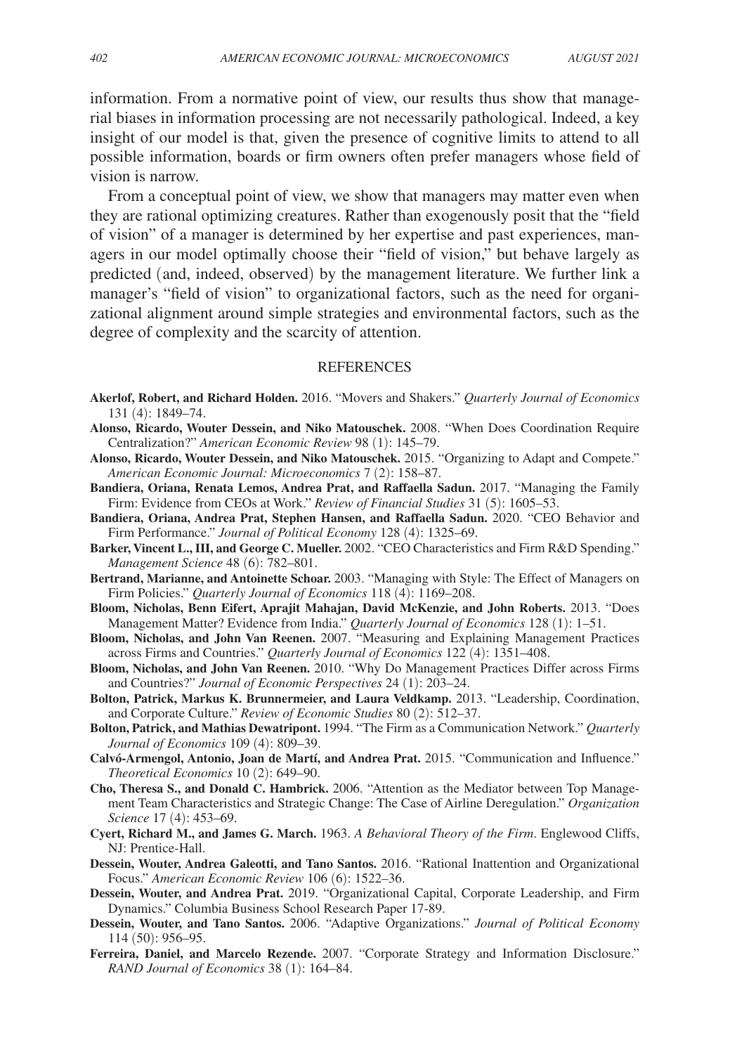information. From a normative point of view, our results thus show that managerial biases in information processing are not necessarily pathological. Indeed, a key insight of our model is that, given the presence of cognitive limits to attend to all possible information, boards or firm owners often prefer managers whose field of vision is narrow.

From a conceptual point of view, we show that managers may matter even when they are rational optimizing creatures. Rather than exogenously posit that the "field of vision" of a manager is determined by her expertise and past experiences, managers in our model optimally choose their "field of vision," but behave largely as predicted (and, indeed, observed) by the management literature. We further link a manager's "field of vision" to organizational factors, such as the need for organizational alignment around simple strategies and environmental factors, such as the degree of complexity and the scarcity of attention.

## REFERENCES

**Akerlof, Robert, and Richard Holden.** 2016. "Movers and Shakers." *Quarterly Journal of Economics* 131 (4): 1849–74.

**Alonso, Ricardo, Wouter Dessein, and Niko Matouschek.** 2008. "When Does Coordination Require Centralization?" *American Economic Review* 98 (1): 145–79.

**Alonso, Ricardo, Wouter Dessein, and Niko Matouschek.** 2015. "Organizing to Adapt and Compete." *American Economic Journal: Microeconomics* 7 (2): 158–87.

**Bandiera, Oriana, Renata Lemos, Andrea Prat, and Raffaella Sadun.** 2017. "Managing the Family Firm: Evidence from CEOs at Work." *Review of Financial Studies* 31 (5): 1605–53.

**Bandiera, Oriana, Andrea Prat, Stephen Hansen, and Raffaella Sadun.** 2020. "CEO Behavior and Firm Performance." *Journal of Political Economy* 128 (4): 1325–69.

**Barker, Vincent L., III, and George C. Mueller.** 2002. "CEO Characteristics and Firm R&D Spending." *Management Science* 48 (6): 782–801.

**Bertrand, Marianne, and Antoinette Schoar.** 2003. "Managing with Style: The Effect of Managers on Firm Policies." *Quarterly Journal of Economics* 118 (4): 1169–208.

**Bloom, Nicholas, Benn Eifert, Aprajit Mahajan, David McKenzie, and John Roberts.** 2013. "Does Management Matter? Evidence from India." *Quarterly Journal of Economics* 128 (1): 1–51.

**Bloom, Nicholas, and John Van Reenen.** 2007. "Measuring and Explaining Management Practices across Firms and Countries." *Quarterly Journal of Economics* 122 (4): 1351–408.

**Bloom, Nicholas, and John Van Reenen.** 2010. "Why Do Management Practices Differ across Firms and Countries?" *Journal of Economic Perspectives* 24 (1): 203–24.

**Bolton, Patrick, Markus K. Brunnermeier, and Laura Veldkamp.** 2013. "Leadership, Coordination, and Corporate Culture." *Review of Economic Studies* 80 (2): 512–37.

**Bolton, Patrick, and Mathias Dewatripont.** 1994. "The Firm as a Communication Network." *Quarterly Journal of Economics* 109 (4): 809–39.

**Calvó-Armengol, Antonio, Joan de Martí, and Andrea Prat.** 2015. "Communication and Influence." *Theoretical Economics* 10 (2): 649–90.

**Cho, Theresa S., and Donald C. Hambrick.** 2006. "Attention as the Mediator between Top Management Team Characteristics and Strategic Change: The Case of Airline Deregulation." *Organization Science* 17 (4): 453–69.

**Cyert, Richard M., and James G. March.** 1963. *A Behavioral Theory of the Firm*. Englewood Cliffs, NJ: Prentice-Hall.

**Dessein, Wouter, Andrea Galeotti, and Tano Santos.** 2016. "Rational Inattention and Organizational Focus." *American Economic Review* 106 (6): 1522–36.

**Dessein, Wouter, and Andrea Prat.** 2019. "Organizational Capital, Corporate Leadership, and Firm Dynamics." Columbia Business School Research Paper 17-89.

**Dessein, Wouter, and Tano Santos.** 2006. "Adaptive Organizations." *Journal of Political Economy* 114 (50): 956–95.

**Ferreira, Daniel, and Marcelo Rezende.** 2007. "Corporate Strategy and Information Disclosure." *RAND Journal of Economics* 38 (1): 164–84.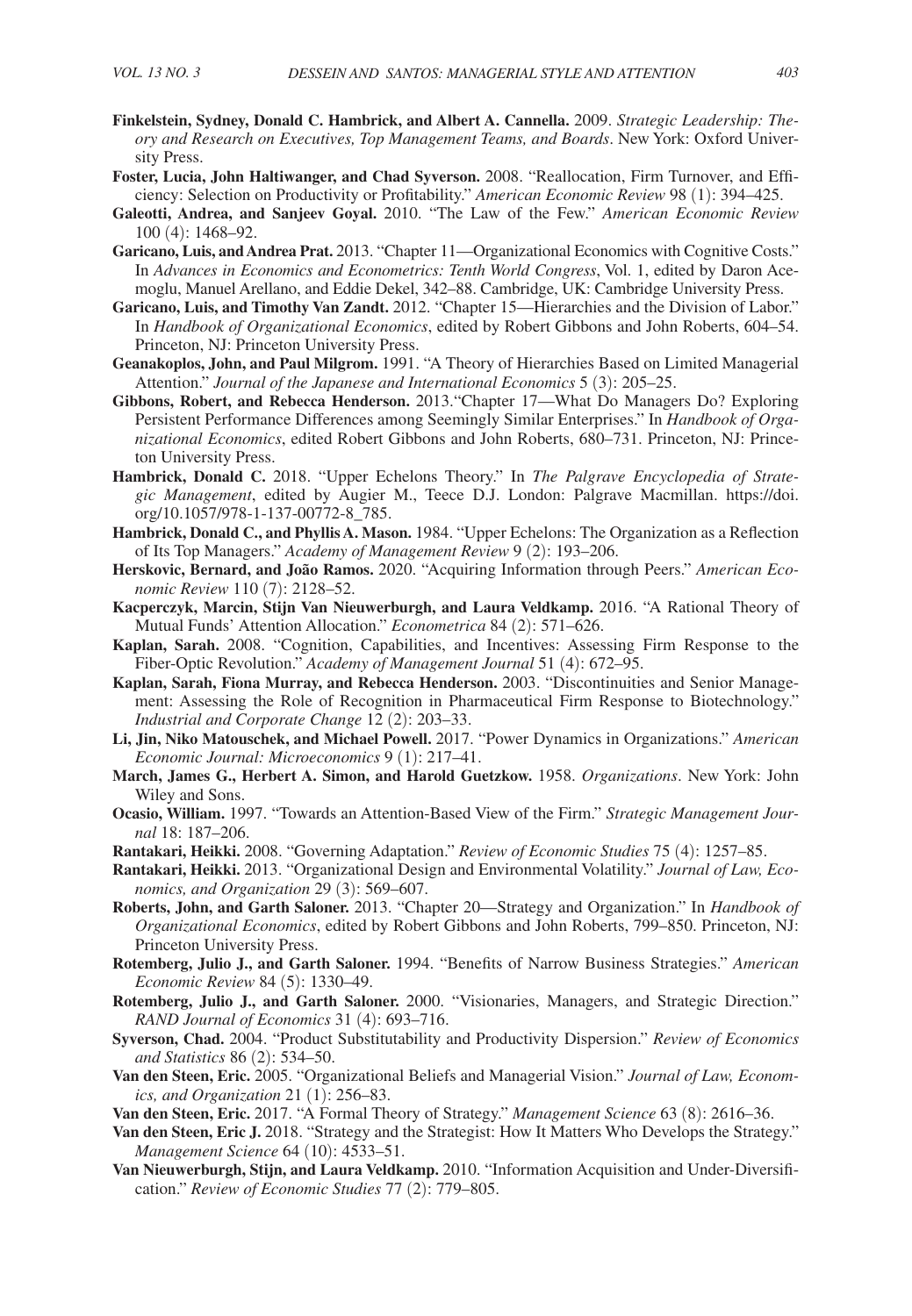**Finkelstein, Sydney, Donald C. Hambrick, and Albert A. Cannella.** 2009. *Strategic Leadership: Theory and Research on Executives, Top Management Teams, and Boards*. New York: Oxford University Press.

**Foster, Lucia, John Haltiwanger, and Chad Syverson.** 2008. "Reallocation, Firm Turnover, and Efficiency: Selection on Productivity or Profitability." *American Economic Review* 98 (1): 394–425.

**Galeotti, Andrea, and Sanjeev Goyal.** 2010. "The Law of the Few." *American Economic Review* 100 (4): 1468–92.

**Garicano, Luis, and Andrea Prat.** 2013. "Chapter 11—Organizational Economics with Cognitive Costs." In *Advances in Economics and Econometrics: Tenth World Congress*, Vol. 1, edited by Daron Acemoglu, Manuel Arellano, and Eddie Dekel, 342–88. Cambridge, UK: Cambridge University Press.

**Garicano, Luis, and Timothy Van Zandt.** 2012. "Chapter 15—Hierarchies and the Division of Labor." In *Handbook of Organizational Economics*, edited by Robert Gibbons and John Roberts, 604–54. Princeton, NJ: Princeton University Press.

**Geanakoplos, John, and Paul Milgrom.** 1991. "A Theory of Hierarchies Based on Limited Managerial Attention." *Journal of the Japanese and International Economics* 5 (3): 205–25.

**Gibbons, Robert, and Rebecca Henderson.** 2013."Chapter 17—What Do Managers Do? Exploring Persistent Performance Differences among Seemingly Similar Enterprises." In *Handbook of Organizational Economics*, edited Robert Gibbons and John Roberts, 680–731. Princeton, NJ: Princeton University Press.

**Hambrick, Donald C.** 2018. "Upper Echelons Theory." In *The Palgrave Encyclopedia of Strategic Management*, edited by Augier M., Teece D.J. London: Palgrave Macmillan. https://doi.org/10.1057/978-1-137-00772-8_785.

**Hambrick, Donald C., and Phyllis A. Mason.** 1984. "Upper Echelons: The Organization as a Reflection of Its Top Managers." *Academy of Management Review* 9 (2): 193–206.

**Herskovic, Bernard, and João Ramos.** 2020. "Acquiring Information through Peers." *American Economic Review* 110 (7): 2128–52.

**Kacperczyk, Marcin, Stijn Van Nieuwerburgh, and Laura Veldkamp.** 2016. "A Rational Theory of Mutual Funds' Attention Allocation." *Econometrica* 84 (2): 571–626.

**Kaplan, Sarah.** 2008. "Cognition, Capabilities, and Incentives: Assessing Firm Response to the Fiber-Optic Revolution." *Academy of Management Journal* 51 (4): 672–95.

**Kaplan, Sarah, Fiona Murray, and Rebecca Henderson.** 2003. "Discontinuities and Senior Management: Assessing the Role of Recognition in Pharmaceutical Firm Response to Biotechnology." *Industrial and Corporate Change* 12 (2): 203–33.

**Li, Jin, Niko Matouschek, and Michael Powell.** 2017. "Power Dynamics in Organizations." *American Economic Journal: Microeconomics* 9 (1): 217–41.

**March, James G., Herbert A. Simon, and Harold Guetzkow.** 1958. *Organizations*. New York: John Wiley and Sons.

**Ocasio, William.** 1997. "Towards an Attention-Based View of the Firm." *Strategic Management Journal* 18: 187–206.

**Rantakari, Heikki.** 2008. "Governing Adaptation." *Review of Economic Studies* 75 (4): 1257–85.

**Rantakari, Heikki.** 2013. "Organizational Design and Environmental Volatility." *Journal of Law, Economics, and Organization* 29 (3): 569–607.

**Roberts, John, and Garth Saloner.** 2013. "Chapter 20—Strategy and Organization." In *Handbook of Organizational Economics*, edited by Robert Gibbons and John Roberts, 799–850. Princeton, NJ: Princeton University Press.

**Rotemberg, Julio J., and Garth Saloner.** 1994. "Benefits of Narrow Business Strategies." *American Economic Review* 84 (5): 1330–49.

**Rotemberg, Julio J., and Garth Saloner.** 2000. "Visionaries, Managers, and Strategic Direction." *RAND Journal of Economics* 31 (4): 693–716.

**Syverson, Chad.** 2004. "Product Substitutability and Productivity Dispersion." *Review of Economics and Statistics* 86 (2): 534–50.

**Van den Steen, Eric.** 2005. "Organizational Beliefs and Managerial Vision." *Journal of Law, Economics, and Organization* 21 (1): 256–83.

**Van den Steen, Eric.** 2017. "A Formal Theory of Strategy." *Management Science* 63 (8): 2616–36.

**Van den Steen, Eric J.** 2018. "Strategy and the Strategist: How It Matters Who Develops the Strategy." *Management Science* 64 (10): 4533–51.

**Van Nieuwerburgh, Stijn, and Laura Veldkamp.** 2010. "Information Acquisition and Under-Diversification." *Review of Economic Studies* 77 (2): 779–805.